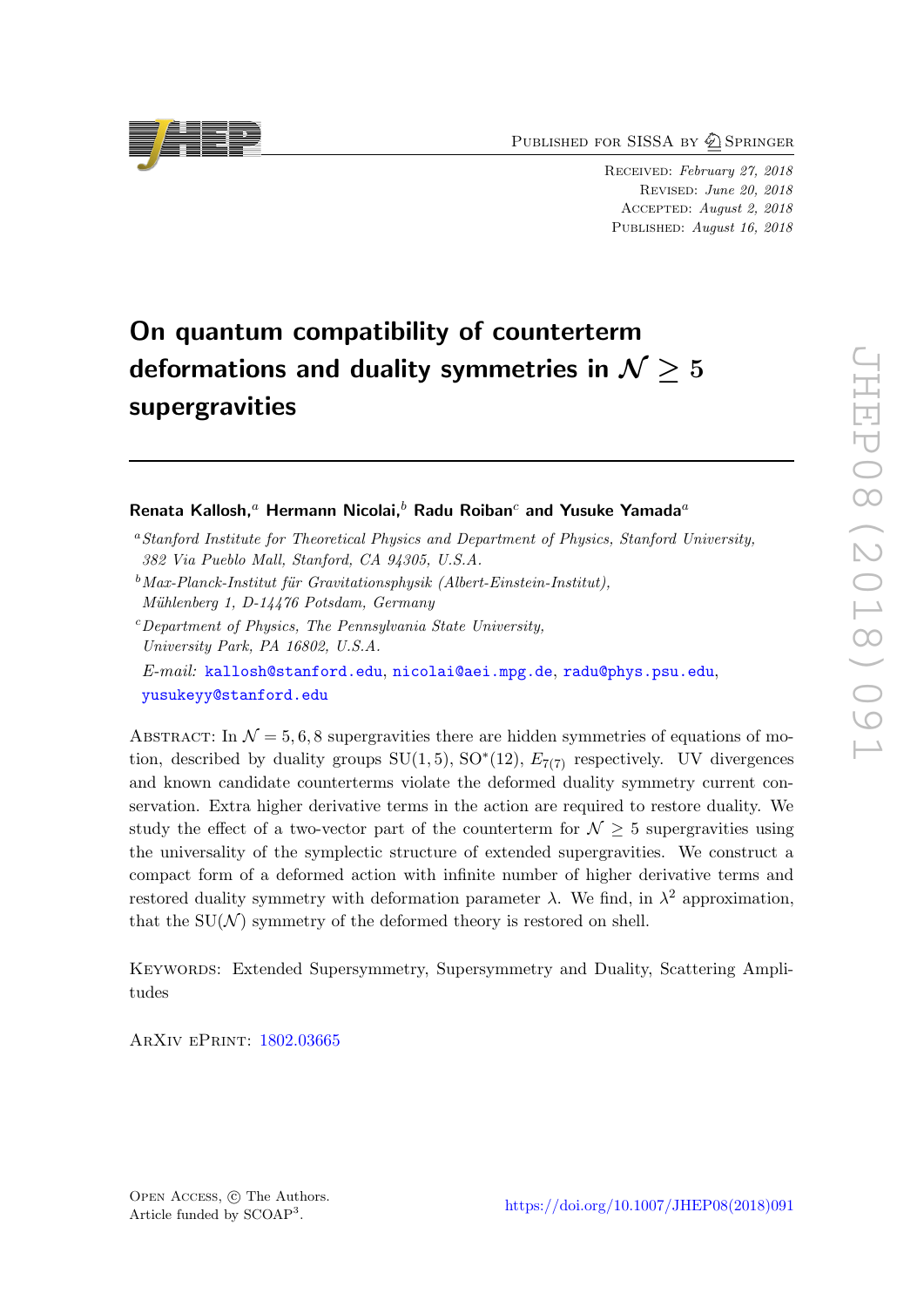Published for SISSA by Springer

Received: *February 27, 2018*
Revised: *June 20, 2018*
Accepted: *August 2, 2018*
Published: *August 16, 2018*

# On quantum compatibility of counterterm deformations and duality symmetries in $\mathcal{N} \geq 5$ supergravities

**Renata Kallosh,[a] Hermann Nicolai,[b] Radu Roiban[c] and Yusuke Yamada[a]**

[a] *Stanford Institute for Theoretical Physics and Department of Physics, Stanford University, 382 Via Pueblo Mall, Stanford, CA 94305, U.S.A.*

[b] *Max-Planck-Institut für Gravitationsphysik (Albert-Einstein-Institut), Mühlenberg 1, D-14476 Potsdam, Germany*

[c] *Department of Physics, The Pennsylvania State University, University Park, PA 16802, U.S.A.*

*E-mail:* kallosh@stanford.edu, nicolai@aei.mpg.de, radu@phys.psu.edu, yusukeyy@stanford.edu

Abstract: In $\mathcal{N} = 5, 6, 8$ supergravities there are hidden symmetries of equations of motion, described by duality groups SU(1, 5), SO$^*$(12), $E_{7(7)}$ respectively. UV divergences and known candidate counterterms violate the deformed duality symmetry current conservation. Extra higher derivative terms in the action are required to restore duality. We study the effect of a two-vector part of the counterterm for $\mathcal{N} \geq 5$ supergravities using the universality of the symplectic structure of extended supergravities. We construct a compact form of a deformed action with infinite number of higher derivative terms and restored duality symmetry with deformation parameter $\lambda$. We find, in $\lambda^2$ approximation, that the SU($\mathcal{N}$) symmetry of the deformed theory is restored on shell.

Keywords: Extended Supersymmetry, Supersymmetry and Duality, Scattering Amplitudes

ArXiv ePrint: 1802.03665

Open Access, © The Authors.
Article funded by SCOAP[3].

https://doi.org/10.1007/JHEP08(2018)091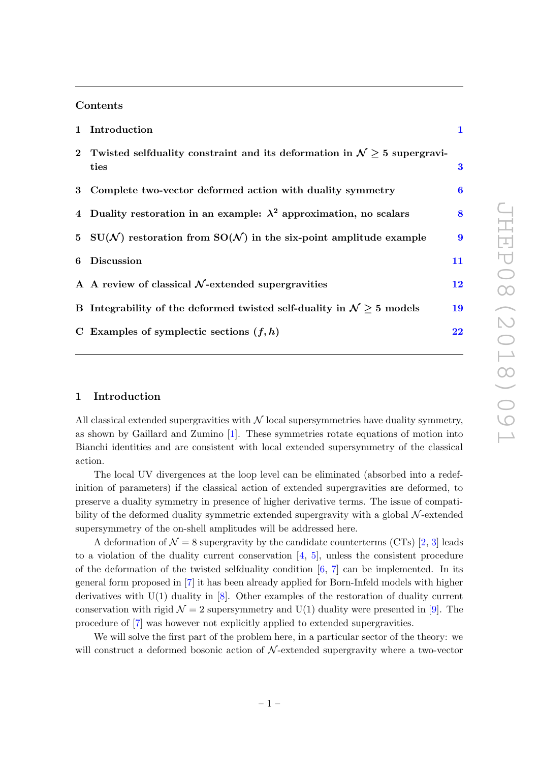Contents

1 Introduction 1

2 Twisted selfduality constraint and its deformation in $\mathcal{N} \geq 5$ supergravities 3

3 Complete two-vector deformed action with duality symmetry 6

4 Duality restoration in an example: $\lambda^2$ approximation, no scalars 8

5 SU($\mathcal{N}$) restoration from SO($\mathcal{N}$) in the six-point amplitude example 9

6 Discussion 11

A A review of classical $\mathcal{N}$-extended supergravities 12

B Integrability of the deformed twisted self-duality in $\mathcal{N} \geq 5$ models 19

C Examples of symplectic sections $(f, h)$ 22

## 1 Introduction

All classical extended supergravities with $\mathcal{N}$ local supersymmetries have duality symmetry, as shown by Gaillard and Zumino [1]. These symmetries rotate equations of motion into Bianchi identities and are consistent with local extended supersymmetry of the classical action.

The local UV divergences at the loop level can be eliminated (absorbed into a redefinition of parameters) if the classical action of extended supergravities are deformed, to preserve a duality symmetry in presence of higher derivative terms. The issue of compatibility of the deformed duality symmetric extended supergravity with a global $\mathcal{N}$-extended supersymmetry of the on-shell amplitudes will be addressed here.

A deformation of $\mathcal{N} = 8$ supergravity by the candidate counterterms (CTs) [2, 3] leads to a violation of the duality current conservation [4, 5], unless the consistent procedure of the deformation of the twisted selfduality condition [6, 7] can be implemented. In its general form proposed in [7] it has been already applied for Born-Infeld models with higher derivatives with U(1) duality in [8]. Other examples of the restoration of duality current conservation with rigid $\mathcal{N} = 2$ supersymmetry and U(1) duality were presented in [9]. The procedure of [7] was however not explicitly applied to extended supergravities.

We will solve the first part of the problem here, in a particular sector of the theory: we will construct a deformed bosonic action of $\mathcal{N}$-extended supergravity where a two-vector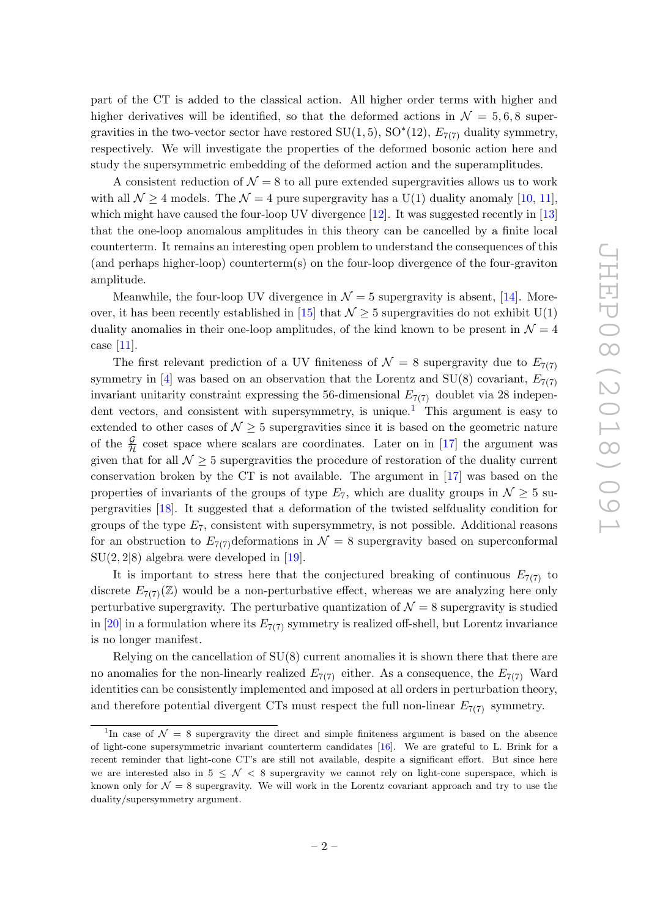part of the CT is added to the classical action. All higher order terms with higher and higher derivatives will be identified, so that the deformed actions in $\mathcal{N} = 5, 6, 8$ supergravities in the two-vector sector have restored SU(1,5), SO$^*$(12), $E_{7(7)}$ duality symmetry, respectively. We will investigate the properties of the deformed bosonic action here and study the supersymmetric embedding of the deformed action and the superamplitudes.

A consistent reduction of $\mathcal{N} = 8$ to all pure extended supergravities allows us to work with all $\mathcal{N} \geq 4$ models. The $\mathcal{N} = 4$ pure supergravity has a U(1) duality anomaly [10, 11], which might have caused the four-loop UV divergence [12]. It was suggested recently in [13] that the one-loop anomalous amplitudes in this theory can be cancelled by a finite local counterterm. It remains an interesting open problem to understand the consequences of this (and perhaps higher-loop) counterterm(s) on the four-loop divergence of the four-graviton amplitude.

Meanwhile, the four-loop UV divergence in $\mathcal{N} = 5$ supergravity is absent, [14]. Moreover, it has been recently established in [15] that $\mathcal{N} \geq 5$ supergravities do not exhibit U(1) duality anomalies in their one-loop amplitudes, of the kind known to be present in $\mathcal{N} = 4$ case [11].

The first relevant prediction of a UV finiteness of $\mathcal{N} = 8$ supergravity due to $E_{7(7)}$ symmetry in [4] was based on an observation that the Lorentz and SU(8) covariant, $E_{7(7)}$ invariant unitarity constraint expressing the 56-dimensional $E_{7(7)}$ doublet via 28 independent vectors, and consistent with supersymmetry, is unique.[1] This argument is easy to extended to other cases of $\mathcal{N} \geq 5$ supergravities since it is based on the geometric nature of the $\frac{\mathcal{G}}{\mathcal{H}}$ coset space where scalars are coordinates. Later on in [17] the argument was given that for all $\mathcal{N} \geq 5$ supergravities the procedure of restoration of the duality current conservation broken by the CT is not available. The argument in [17] was based on the properties of invariants of the groups of type $E_7$, which are duality groups in $\mathcal{N} \geq 5$ supergravities [18]. It suggested that a deformation of the twisted selfduality condition for groups of the type $E_7$, consistent with supersymmetry, is not possible. Additional reasons for an obstruction to $E_{7(7)}$deformations in $\mathcal{N} = 8$ supergravity based on superconformal SU(2,2|8) algebra were developed in [19].

It is important to stress here that the conjectured breaking of continuous $E_{7(7)}$ to discrete $E_{7(7)}(\mathbb{Z})$ would be a non-perturbative effect, whereas we are analyzing here only perturbative supergravity. The perturbative quantization of $\mathcal{N} = 8$ supergravity is studied in [20] in a formulation where its $E_{7(7)}$ symmetry is realized off-shell, but Lorentz invariance is no longer manifest.

Relying on the cancellation of SU(8) current anomalies it is shown there that there are no anomalies for the non-linearly realized $E_{7(7)}$ either. As a consequence, the $E_{7(7)}$ Ward identities can be consistently implemented and imposed at all orders in perturbation theory, and therefore potential divergent CTs must respect the full non-linear $E_{7(7)}$ symmetry.

[1] In case of $\mathcal{N} = 8$ supergravity the direct and simple finiteness argument is based on the absence of light-cone supersymmetric invariant counterterm candidates [16]. We are grateful to L. Brink for a recent reminder that light-cone CT's are still not available, despite a significant effort. But since here we are interested also in $5 \leq \mathcal{N} < 8$ supergravity we cannot rely on light-cone superspace, which is known only for $\mathcal{N} = 8$ supergravity. We will work in the Lorentz covariant approach and try to use the duality/supersymmetry argument.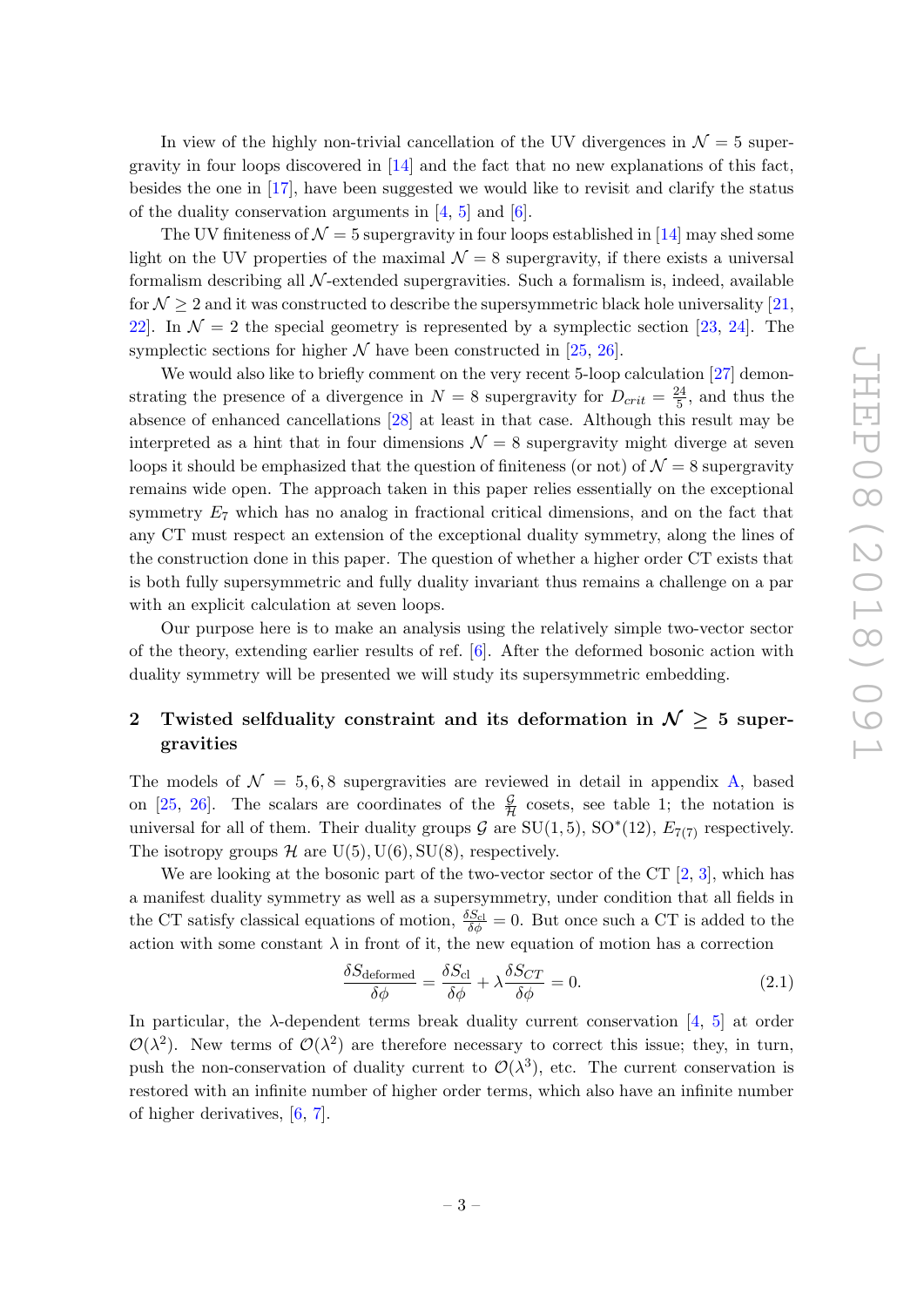In view of the highly non-trivial cancellation of the UV divergences in $\mathcal{N}=5$ supergravity in four loops discovered in [14] and the fact that no new explanations of this fact, besides the one in [17], have been suggested we would like to revisit and clarify the status of the duality conservation arguments in [4, 5] and [6].

The UV finiteness of $\mathcal{N}=5$ supergravity in four loops established in [14] may shed some light on the UV properties of the maximal $\mathcal{N}=8$ supergravity, if there exists a universal formalism describing all $\mathcal{N}$-extended supergravities. Such a formalism is, indeed, available for $\mathcal{N}\geq 2$ and it was constructed to describe the supersymmetric black hole universality [21, 22]. In $\mathcal{N}=2$ the special geometry is represented by a symplectic section [23, 24]. The symplectic sections for higher $\mathcal{N}$ have been constructed in [25, 26].

We would also like to briefly comment on the very recent 5-loop calculation [27] demonstrating the presence of a divergence in $N=8$ supergravity for $D_{crit}=\frac{24}{5}$, and thus the absence of enhanced cancellations [28] at least in that case. Although this result may be interpreted as a hint that in four dimensions $\mathcal{N}=8$ supergravity might diverge at seven loops it should be emphasized that the question of finiteness (or not) of $\mathcal{N}=8$ supergravity remains wide open. The approach taken in this paper relies essentially on the exceptional symmetry $E_7$ which has no analog in fractional critical dimensions, and on the fact that any CT must respect an extension of the exceptional duality symmetry, along the lines of the construction done in this paper. The question of whether a higher order CT exists that is both fully supersymmetric and fully duality invariant thus remains a challenge on a par with an explicit calculation at seven loops.

Our purpose here is to make an analysis using the relatively simple two-vector sector of the theory, extending earlier results of ref. [6]. After the deformed bosonic action with duality symmetry will be presented we will study its supersymmetric embedding.

## 2 Twisted selfduality constraint and its deformation in $\mathcal{N}\geq 5$ supergravities

The models of $\mathcal{N}=5,6,8$ supergravities are reviewed in detail in appendix A, based on [25, 26]. The scalars are coordinates of the $\frac{\mathcal{G}}{\mathcal{H}}$ cosets, see table 1; the notation is universal for all of them. Their duality groups $\mathcal{G}$ are $\mathrm{SU}(1,5)$, $\mathrm{SO}^*(12)$, $E_{7(7)}$ respectively. The isotropy groups $\mathcal{H}$ are $\mathrm{U}(5)$, $\mathrm{U}(6)$, $\mathrm{SU}(8)$, respectively.

We are looking at the bosonic part of the two-vector sector of the CT [2, 3], which has a manifest duality symmetry as well as a supersymmetry, under condition that all fields in the CT satisfy classical equations of motion, $\frac{\delta S_{\rm cl}}{\delta\phi}=0$. But once such a CT is added to the action with some constant $\lambda$ in front of it, the new equation of motion has a correction

$$\frac{\delta S_{\rm deformed}}{\delta\phi}=\frac{\delta S_{\rm cl}}{\delta\phi}+\lambda\frac{\delta S_{CT}}{\delta\phi}=0. \tag{2.1}$$

In particular, the $\lambda$-dependent terms break duality current conservation [4, 5] at order $\mathcal{O}(\lambda^2)$. New terms of $\mathcal{O}(\lambda^2)$ are therefore necessary to correct this issue; they, in turn, push the non-conservation of duality current to $\mathcal{O}(\lambda^3)$, etc. The current conservation is restored with an infinite number of higher order terms, which also have an infinite number of higher derivatives, [6, 7].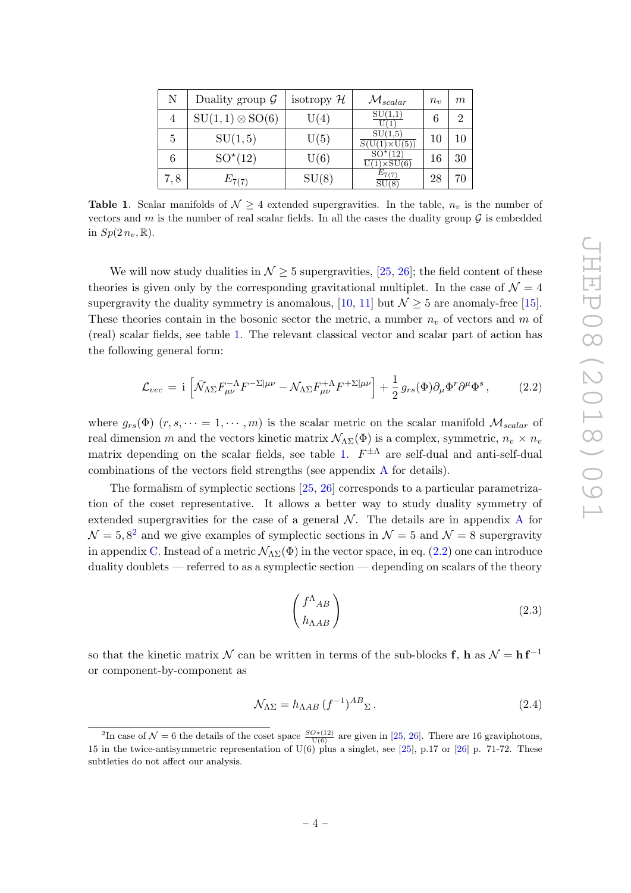| N | Duality group $\mathcal{G}$ | isotropy $\mathcal{H}$ | $\mathcal{M}_{scalar}$ | $n_v$ | $m$ |
|---|---|---|---|---|---|
| 4 | $\mathrm{SU}(1,1)\otimes\mathrm{SO}(6)$ | $\mathrm{U}(4)$ | $\frac{\mathrm{SU}(1,1)}{\mathrm{U}(1)}$ | 6 | 2 |
| 5 | $\mathrm{SU}(1,5)$ | $\mathrm{U}(5)$ | $\frac{\mathrm{SU}(1,5)}{S(\mathrm{U}(1)\times\mathrm{U}(5))}$ | 10 | 10 |
| 6 | $\mathrm{SO}^\star(12)$ | $\mathrm{U}(6)$ | $\frac{\mathrm{SO}^\star(12)}{\mathrm{U}(1)\times\mathrm{SU}(6)}$ | 16 | 30 |
| 7, 8 | $E_{7(7)}$ | $\mathrm{SU}(8)$ | $\frac{E_{7(7)}}{\mathrm{SU}(8)}$ | 28 | 70 |

**Table 1**. Scalar manifolds of $\mathcal{N} \geq 4$ extended supergravities. In the table, $n_v$ is the number of vectors and $m$ is the number of real scalar fields. In all the cases the duality group $\mathcal{G}$ is embedded in $Sp(2\,n_v, \mathbb{R})$.

We will now study dualities in $\mathcal{N} \geq 5$ supergravities, [25, 26]; the field content of these theories is given only by the corresponding gravitational multiplet. In the case of $\mathcal{N} = 4$ supergravity the duality symmetry is anomalous, [10, 11] but $\mathcal{N} \geq 5$ are anomaly-free [15]. These theories contain in the bosonic sector the metric, a number $n_v$ of vectors and $m$ of (real) scalar fields, see table 1. The relevant classical vector and scalar part of action has the following general form:

$$\mathcal{L}_{vec} = \mathrm{i}\left[\bar{\mathcal{N}}_{\Lambda\Sigma}F^{-\Lambda}_{\mu\nu}F^{-\Sigma|\mu\nu} - \mathcal{N}_{\Lambda\Sigma}F^{+\Lambda}_{\mu\nu}F^{+\Sigma|\mu\nu}\right] + \frac{1}{2}\,g_{rs}(\Phi)\partial_\mu\Phi^r\partial^\mu\Phi^s\,, \tag{2.2}$$

where $g_{rs}(\Phi)$ $(r, s, \cdots = 1, \cdots, m)$ is the scalar metric on the scalar manifold $\mathcal{M}_{scalar}$ of real dimension $m$ and the vectors kinetic matrix $\mathcal{N}_{\Lambda\Sigma}(\Phi)$ is a complex, symmetric, $n_v \times n_v$ matrix depending on the scalar fields, see table 1. $F^{\pm\Lambda}$ are self-dual and anti-self-dual combinations of the vectors field strengths (see appendix A for details).

The formalism of symplectic sections [25, 26] corresponds to a particular parametrization of the coset representative. It allows a better way to study duality symmetry of extended supergravities for the case of a general $\mathcal{N}$. The details are in appendix A for $\mathcal{N} = 5, 8$[2] and we give examples of symplectic sections in $\mathcal{N} = 5$ and $\mathcal{N} = 8$ supergravity in appendix C. Instead of a metric $\mathcal{N}_{\Lambda\Sigma}(\Phi)$ in the vector space, in eq. (2.2) one can introduce duality doublets — referred to as a symplectic section — depending on scalars of the theory

$$\begin{pmatrix} f^\Lambda{}_{AB} \\ h_{\Lambda AB} \end{pmatrix} \tag{2.3}$$

so that the kinetic matrix $\mathcal{N}$ can be written in terms of the sub-blocks $\mathbf{f}$, $\mathbf{h}$ as $\mathcal{N} = \mathbf{h}\,\mathbf{f}^{-1}$ or component-by-component as

$$\mathcal{N}_{\Lambda\Sigma} = h_{\Lambda AB}\,(f^{-1})^{AB}{}_\Sigma\,. \tag{2.4}$$

[2] In case of $\mathcal{N} = 6$ the details of the coset space $\frac{SO*(12)}{\mathrm{U}(6)}$ are given in [25, 26]. There are 16 graviphotons, 15 in the twice-antisymmetric representation of U(6) plus a singlet, see [25], p.17 or [26] p. 71-72. These subtleties do not affect our analysis.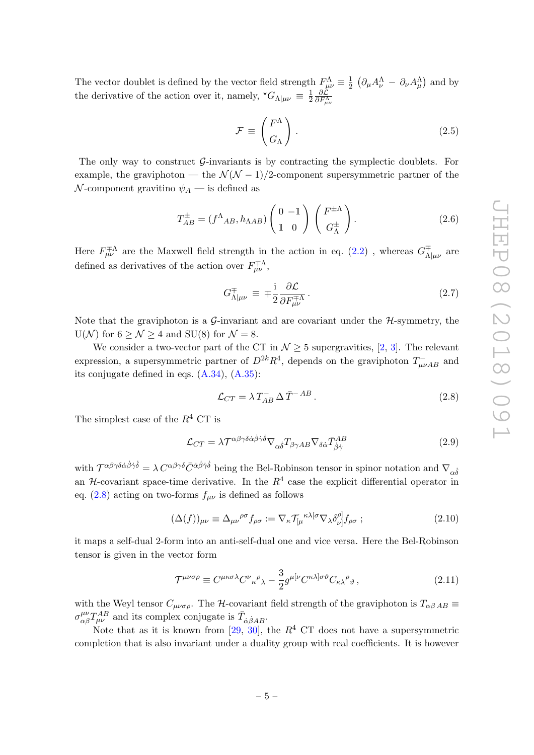The vector doublet is defined by the vector field strength $F^{\Lambda}_{\mu\nu} \equiv \frac{1}{2}\left(\partial_\mu A^\Lambda_\nu - \partial_\nu A^\Lambda_\mu\right)$ and by the derivative of the action over it, namely, ${}^\star G_{\Lambda|\mu\nu} \equiv \frac{1}{2}\frac{\partial \mathcal{L}}{\partial F^{\Lambda}_{\mu\nu}}$

$$\mathcal{F} \equiv \begin{pmatrix} F^\Lambda \\ G_\Lambda \end{pmatrix}. \tag{2.5}$$

The only way to construct $\mathcal{G}$-invariants is by contracting the symplectic doublets. For example, the graviphoton — the $\mathcal{N}(\mathcal{N}-1)/2$-component supersymmetric partner of the $\mathcal{N}$-component gravitino $\psi_A$ — is defined as

$$T^{\pm}_{AB} = (f^{\Lambda}{}_{AB}, h_{\Lambda AB}) \begin{pmatrix} 0 & -\mathbb{1} \\ \mathbb{1} & 0 \end{pmatrix} \begin{pmatrix} F^{\pm\Lambda} \\ G^{\pm}_{\Lambda} \end{pmatrix}. \tag{2.6}$$

Here $F^{\mp\Lambda}_{\mu\nu}$ are the Maxwell field strength in the action in eq. (2.2) , whereas $G^{\mp}_{\Lambda|\mu\nu}$ are defined as derivatives of the action over $F^{\mp\Lambda}_{\mu\nu}$,

$$G^{\mp}_{\Lambda|\mu\nu} \equiv \mp\frac{\mathrm{i}}{2}\frac{\partial \mathcal{L}}{\partial F^{\mp\Lambda}_{\mu\nu}}. \tag{2.7}$$

Note that the graviphoton is a $\mathcal{G}$-invariant and are covariant under the $\mathcal{H}$-symmetry, the $\mathrm{U}(\mathcal{N})$ for $6 \geq \mathcal{N} \geq 4$ and $\mathrm{SU}(8)$ for $\mathcal{N} = 8$.

We consider a two-vector part of the CT in $\mathcal{N} \geq 5$ supergravities, [2, 3]. The relevant expression, a supersymmetric partner of $D^{2k}R^4$, depends on the graviphoton $T^{-}_{\mu\nu AB}$ and its conjugate defined in eqs. (A.34), (A.35):

$$\mathcal{L}_{CT} = \lambda\, T^{-}_{AB}\, \Delta\, \bar{T}^{-\,AB}. \tag{2.8}$$

The simplest case of the $R^4$ CT is

$$\mathcal{L}_{CT} = \lambda \mathcal{T}^{\alpha\beta\gamma\delta\dot\alpha\dot\beta\dot\gamma\dot\delta} \nabla_{\alpha\dot\delta} T_{\beta\gamma AB} \nabla_{\delta\dot\alpha} \bar{T}^{AB}_{\dot\beta\dot\gamma} \tag{2.9}$$

with $\mathcal{T}^{\alpha\beta\gamma\delta\dot\alpha\dot\beta\dot\gamma\dot\delta} = \lambda\, C^{\alpha\beta\gamma\delta}\bar{C}^{\dot\alpha\dot\beta\dot\gamma\dot\delta}$ being the Bel-Robinson tensor in spinor notation and $\nabla_{\alpha\dot\delta}$ an $\mathcal{H}$-covariant space-time derivative. In the $R^4$ case the explicit differential operator in eq. (2.8) acting on two-forms $f_{\mu\nu}$ is defined as follows

$$(\Delta(f))_{\mu\nu} \equiv \Delta_{\mu\nu}{}^{\rho\sigma} f_{\rho\sigma} := \nabla_\kappa \mathcal{T}_{[\mu}{}^{\kappa\lambda[\sigma} \nabla_\lambda \delta^{\rho]}_{\nu]} f_{\rho\sigma}\,; \tag{2.10}$$

it maps a self-dual 2-form into an anti-self-dual one and vice versa. Here the Bel-Robinson tensor is given in the vector form

$$\mathcal{T}^{\mu\nu\sigma\rho} \equiv C^{\mu\kappa\sigma\lambda} C^{\nu}{}_{\kappa}{}^{\rho}{}_{\lambda} - \frac{3}{2} g^{\mu[\nu} C^{\kappa\lambda]\sigma\vartheta} C_{\kappa\lambda}{}^{\rho}{}_{\vartheta}\,, \tag{2.11}$$

with the Weyl tensor $C_{\mu\nu\sigma\rho}$. The $\mathcal{H}$-covariant field strength of the graviphoton is $T_{\alpha\beta\,AB} \equiv \sigma^{\mu\nu}_{\alpha\beta} T^{AB}_{\mu\nu}$ and its complex conjugate is $\bar{T}_{\dot\alpha\dot\beta AB}$.

Note that as it is known from [29, 30], the $R^4$ CT does not have a supersymmetric completion that is also invariant under a duality group with real coefficients. It is however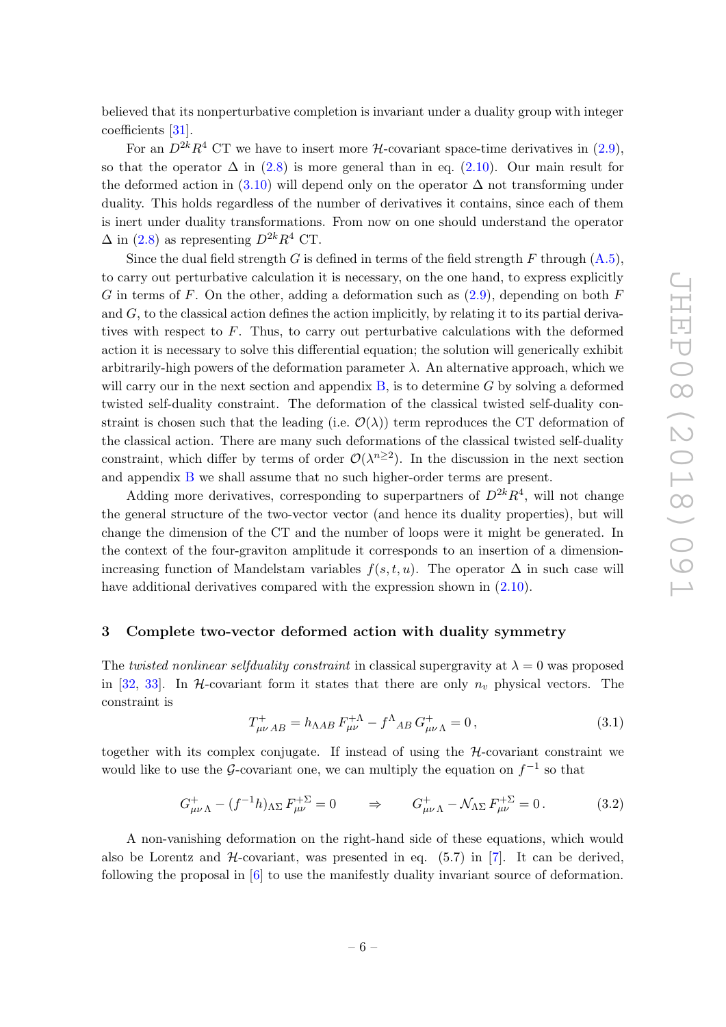believed that its nonperturbative completion is invariant under a duality group with integer coefficients [31].

For an $D^{2k}R^4$ CT we have to insert more $\mathcal{H}$-covariant space-time derivatives in (2.9), so that the operator $\Delta$ in (2.8) is more general than in eq. (2.10). Our main result for the deformed action in (3.10) will depend only on the operator $\Delta$ not transforming under duality. This holds regardless of the number of derivatives it contains, since each of them is inert under duality transformations. From now on one should understand the operator $\Delta$ in (2.8) as representing $D^{2k}R^4$ CT.

Since the dual field strength $G$ is defined in terms of the field strength $F$ through (A.5), to carry out perturbative calculation it is necessary, on the one hand, to express explicitly $G$ in terms of $F$. On the other, adding a deformation such as (2.9), depending on both $F$ and $G$, to the classical action defines the action implicitly, by relating it to its partial derivatives with respect to $F$. Thus, to carry out perturbative calculations with the deformed action it is necessary to solve this differential equation; the solution will generically exhibit arbitrarily-high powers of the deformation parameter $\lambda$. An alternative approach, which we will carry our in the next section and appendix B, is to determine $G$ by solving a deformed twisted self-duality constraint. The deformation of the classical twisted self-duality constraint is chosen such that the leading (i.e. $\mathcal{O}(\lambda)$) term reproduces the CT deformation of the classical action. There are many such deformations of the classical twisted self-duality constraint, which differ by terms of order $\mathcal{O}(\lambda^{n\geq 2})$. In the discussion in the next section and appendix B we shall assume that no such higher-order terms are present.

Adding more derivatives, corresponding to superpartners of $D^{2k}R^4$, will not change the general structure of the two-vector vector (and hence its duality properties), but will change the dimension of the CT and the number of loops were it might be generated. In the context of the four-graviton amplitude it corresponds to an insertion of a dimension-increasing function of Mandelstam variables $f(s,t,u)$. The operator $\Delta$ in such case will have additional derivatives compared with the expression shown in (2.10).

## 3 Complete two-vector deformed action with duality symmetry

The *twisted nonlinear selfduality constraint* in classical supergravity at $\lambda = 0$ was proposed in [32, 33]. In $\mathcal{H}$-covariant form it states that there are only $n_v$ physical vectors. The constraint is

$$T^{+}_{\mu\nu\,AB} = h_{\Lambda AB}\, F^{+\Lambda}_{\mu\nu} - f^{\Lambda}{}_{AB}\, G^{+}_{\mu\nu\,\Lambda} = 0\,, \tag{3.1}$$

together with its complex conjugate. If instead of using the $\mathcal{H}$-covariant constraint we would like to use the $\mathcal{G}$-covariant one, we can multiply the equation on $f^{-1}$ so that

$$G^{+}_{\mu\nu\,\Lambda} - (f^{-1}h)_{\Lambda\Sigma}\, F^{+\Sigma}_{\mu\nu} = 0 \qquad \Rightarrow \qquad G^{+}_{\mu\nu\,\Lambda} - \mathcal{N}_{\Lambda\Sigma}\, F^{+\Sigma}_{\mu\nu} = 0\,. \tag{3.2}$$

A non-vanishing deformation on the right-hand side of these equations, which would also be Lorentz and $\mathcal{H}$-covariant, was presented in eq. (5.7) in [7]. It can be derived, following the proposal in [6] to use the manifestly duality invariant source of deformation.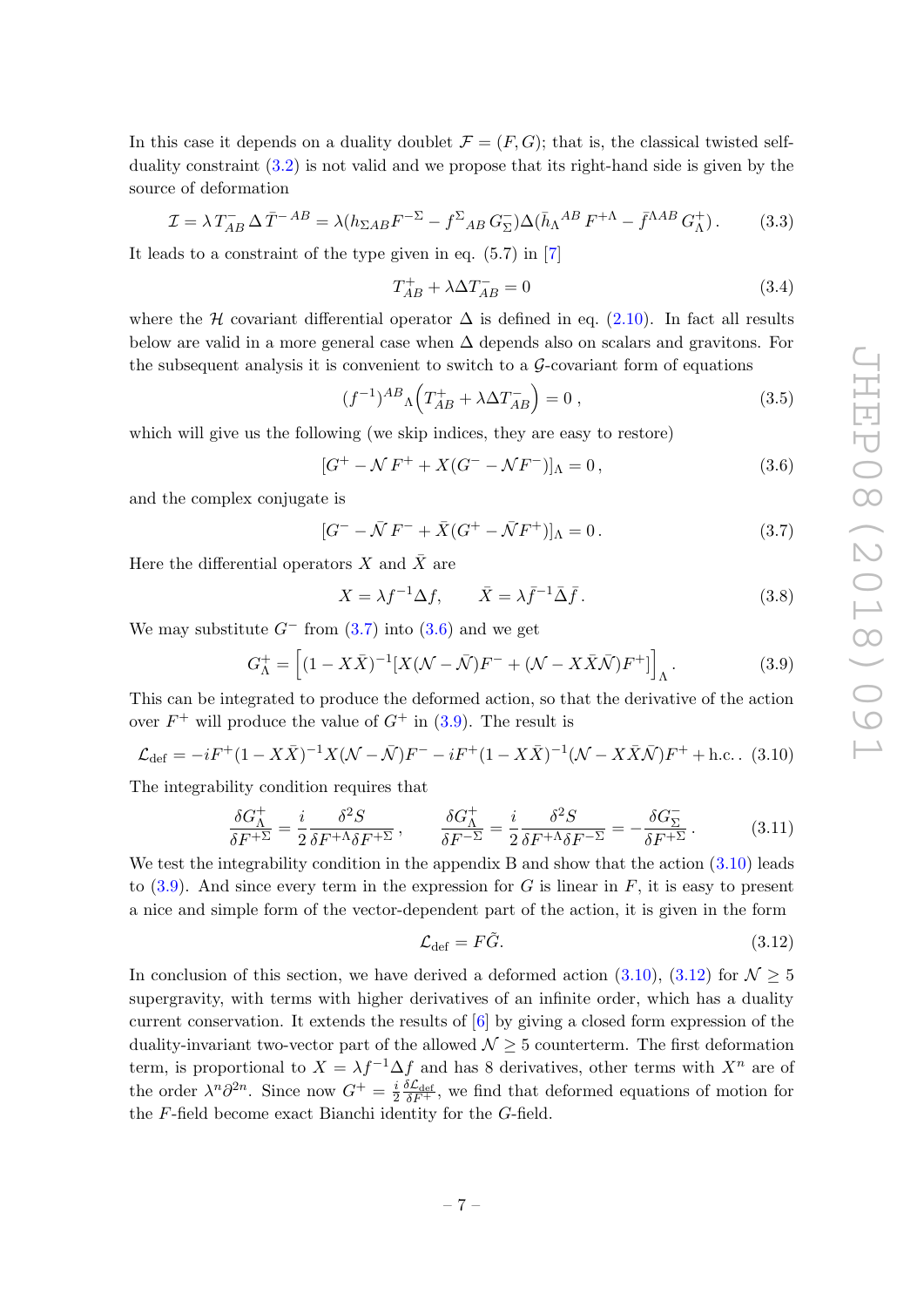In this case it depends on a duality doublet $\mathcal{F} = (F, G)$; that is, the classical twisted self-duality constraint (3.2) is not valid and we propose that its right-hand side is given by the source of deformation

$$\mathcal{I} = \lambda\, T^-_{AB}\, \Delta\, \bar{T}^{-\,AB} = \lambda(h_{\Sigma AB} F^{-\Sigma} - f^{\Sigma}{}_{AB}\, G^-_{\Sigma})\Delta(\bar{h}_{\Lambda}{}^{AB}\, F^{+\Lambda} - \bar{f}^{\Lambda AB}\, G^+_{\Lambda})\,. \tag{3.3}$$

It leads to a constraint of the type given in eq. (5.7) in [7]

$$T^+_{AB} + \lambda \Delta T^-_{AB} = 0 \tag{3.4}$$

where the $\mathcal{H}$ covariant differential operator $\Delta$ is defined in eq. (2.10). In fact all results below are valid in a more general case when $\Delta$ depends also on scalars and gravitons. For the subsequent analysis it is convenient to switch to a $\mathcal{G}$-covariant form of equations

$$(f^{-1})^{AB}{}_{\Lambda}\Big(T^+_{AB} + \lambda \Delta T^-_{AB}\Big) = 0\,, \tag{3.5}$$

which will give us the following (we skip indices, they are easy to restore)

$$[G^+ - \mathcal{N}\, F^+ + X(G^- - \mathcal{N} F^-)]_{\Lambda} = 0\,, \tag{3.6}$$

and the complex conjugate is

$$[G^- - \bar{\mathcal{N}}\, F^- + \bar{X}(G^+ - \bar{\mathcal{N}} F^+)]_{\Lambda} = 0\,. \tag{3.7}$$

Here the differential operators $X$ and $\bar{X}$ are

$$X = \lambda f^{-1} \Delta f, \qquad \bar{X} = \lambda \bar{f}^{-1} \bar{\Delta} \bar{f}\,. \tag{3.8}$$

We may substitute $G^-$ from (3.7) into (3.6) and we get

$$G^+_{\Lambda} = \Big[(1 - X\bar{X})^{-1}[X(\mathcal{N} - \bar{\mathcal{N}})F^- + (\mathcal{N} - X\bar{X}\bar{\mathcal{N}})F^+]\Big]_{\Lambda}\,. \tag{3.9}$$

This can be integrated to produce the deformed action, so that the derivative of the action over $F^+$ will produce the value of $G^+$ in (3.9). The result is

$$\mathcal{L}_{\text{def}} = -iF^+(1 - X\bar{X})^{-1} X(\mathcal{N} - \bar{\mathcal{N}})F^- - iF^+(1 - X\bar{X})^{-1}(\mathcal{N} - X\bar{X}\bar{\mathcal{N}})F^+ + \text{h.c.}\,. \tag{3.10}$$

The integrability condition requires that

$$\frac{\delta G^+_{\Lambda}}{\delta F^{+\Sigma}} = \frac{i}{2}\frac{\delta^2 S}{\delta F^{+\Lambda}\delta F^{+\Sigma}}\,, \qquad \frac{\delta G^+_{\Lambda}}{\delta F^{-\Sigma}} = \frac{i}{2}\frac{\delta^2 S}{\delta F^{+\Lambda}\delta F^{-\Sigma}} = -\frac{\delta G^-_{\Sigma}}{\delta F^{+\Sigma}}\,. \tag{3.11}$$

We test the integrability condition in the appendix B and show that the action (3.10) leads to (3.9). And since every term in the expression for $G$ is linear in $F$, it is easy to present a nice and simple form of the vector-dependent part of the action, it is given in the form

$$\mathcal{L}_{\text{def}} = F\tilde{G}. \tag{3.12}$$

In conclusion of this section, we have derived a deformed action (3.10), (3.12) for $\mathcal{N} \geq 5$ supergravity, with terms with higher derivatives of an infinite order, which has a duality current conservation. It extends the results of [6] by giving a closed form expression of the duality-invariant two-vector part of the allowed $\mathcal{N} \geq 5$ counterterm. The first deformation term, is proportional to $X = \lambda f^{-1}\Delta f$ and has 8 derivatives, other terms with $X^n$ are of the order $\lambda^n \partial^{2n}$. Since now $G^+ = \frac{i}{2}\frac{\delta \mathcal{L}_{\text{def}}}{\delta F^+}$, we find that deformed equations of motion for the $F$-field become exact Bianchi identity for the $G$-field.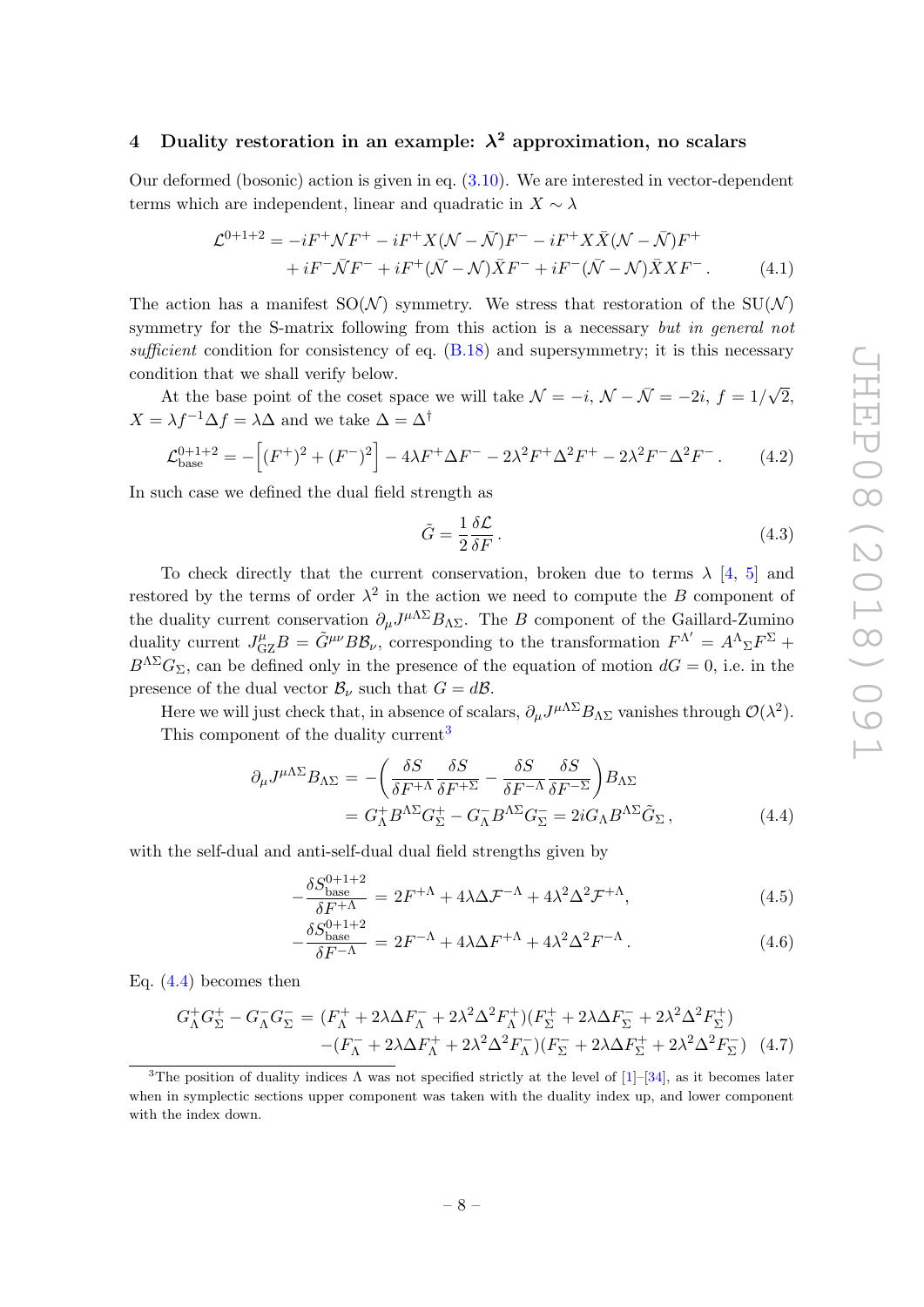## 4 Duality restoration in an example: $\lambda^2$ approximation, no scalars

Our deformed (bosonic) action is given in eq. (3.10). We are interested in vector-dependent terms which are independent, linear and quadratic in $X \sim \lambda$

$$
\begin{aligned}
\mathcal{L}^{0+1+2} = & -iF^+\mathcal{N}F^+ - iF^+X(\mathcal{N}-\bar{\mathcal{N}})F^- - iF^+X\bar{X}(\mathcal{N}-\bar{\mathcal{N}})F^+ \\
& + iF^-\bar{\mathcal{N}}F^- + iF^+(\bar{\mathcal{N}}-\mathcal{N})\bar{X}F^- + iF^-(\bar{\mathcal{N}}-\mathcal{N})\bar{X}XF^- \,. \qquad (4.1)
\end{aligned}
$$

The action has a manifest SO($\mathcal{N}$) symmetry. We stress that restoration of the SU($\mathcal{N}$) symmetry for the S-matrix following from this action is a necessary *but in general not sufficient* condition for consistency of eq. (B.18) and supersymmetry; it is this necessary condition that we shall verify below.

At the base point of the coset space we will take $\mathcal{N} = -i$, $\mathcal{N}-\bar{\mathcal{N}} = -2i$, $f = 1/\sqrt{2}$, $X = \lambda f^{-1}\Delta f = \lambda\Delta$ and we take $\Delta = \Delta^\dagger$

$$
\mathcal{L}^{0+1+2}_{\text{base}} = -\Big[(F^+)^2 + (F^-)^2\Big] - 4\lambda F^+\Delta F^- - 2\lambda^2 F^+\Delta^2 F^+ - 2\lambda^2 F^-\Delta^2 F^- \,. \qquad (4.2)
$$

In such case we defined the dual field strength as

$$
\tilde{G} = \frac{1}{2}\frac{\delta \mathcal{L}}{\delta F} \,. \qquad (4.3)
$$

To check directly that the current conservation, broken due to terms $\lambda$ [4, 5] and restored by the terms of order $\lambda^2$ in the action we need to compute the $B$ component of the duality current conservation $\partial_\mu J^{\mu\Lambda\Sigma}B_{\Lambda\Sigma}$. The $B$ component of the Gaillard-Zumino duality current $J^\mu_{\text{GZ}}B = \tilde{G}^{\mu\nu}B\mathcal{B}_\nu$, corresponding to the transformation $F^{\Lambda'} = A^\Lambda{}_\Sigma F^\Sigma + B^{\Lambda\Sigma}G_\Sigma$, can be defined only in the presence of the equation of motion $dG = 0$, i.e. in the presence of the dual vector $\mathcal{B}_\nu$ such that $G = d\mathcal{B}$.

Here we will just check that, in absence of scalars, $\partial_\mu J^{\mu\Lambda\Sigma}B_{\Lambda\Sigma}$ vanishes through $\mathcal{O}(\lambda^2)$. This component of the duality current[3]

$$
\begin{aligned}
\partial_\mu J^{\mu\Lambda\Sigma}B_{\Lambda\Sigma} &= -\Big(\frac{\delta S}{\delta F^{+\Lambda}}\frac{\delta S}{\delta F^{+\Sigma}} - \frac{\delta S}{\delta F^{-\Lambda}}\frac{\delta S}{\delta F^{-\Sigma}}\Big)B_{\Lambda\Sigma} \\
&= G^+_\Lambda B^{\Lambda\Sigma}G^+_\Sigma - G^-_\Lambda B^{\Lambda\Sigma}G^-_\Sigma = 2iG_\Lambda B^{\Lambda\Sigma}\tilde{G}_\Sigma \,, \qquad (4.4)
\end{aligned}
$$

with the self-dual and anti-self-dual dual field strengths given by

$$
-\frac{\delta S^{0+1+2}_{\text{base}}}{\delta F^{+\Lambda}} = 2F^{+\Lambda} + 4\lambda\Delta\mathcal{F}^{-\Lambda} + 4\lambda^2\Delta^2\mathcal{F}^{+\Lambda}, \qquad (4.5)
$$

$$
-\frac{\delta S^{0+1+2}_{\text{base}}}{\delta F^{-\Lambda}} = 2F^{-\Lambda} + 4\lambda\Delta F^{+\Lambda} + 4\lambda^2\Delta^2 F^{-\Lambda} \,. \qquad (4.6)
$$

Eq. (4.4) becomes then

$$
\begin{aligned}
G^+_\Lambda G^+_\Sigma - G^-_\Lambda G^-_\Sigma = & (F^+_\Lambda + 2\lambda\Delta F^-_\Lambda + 2\lambda^2\Delta^2 F^+_\Lambda)(F^+_\Sigma + 2\lambda\Delta F^-_\Sigma + 2\lambda^2\Delta^2 F^+_\Sigma) \\
& -(F^-_\Lambda + 2\lambda\Delta F^+_\Lambda + 2\lambda^2\Delta^2 F^-_\Lambda)(F^-_\Sigma + 2\lambda\Delta F^+_\Sigma + 2\lambda^2\Delta^2 F^-_\Sigma) \quad (4.7)
\end{aligned}
$$

---

[3] The position of duality indices $\Lambda$ was not specified strictly at the level of [1]–[34], as it becomes later when in symplectic sections upper component was taken with the duality index up, and lower component with the index down.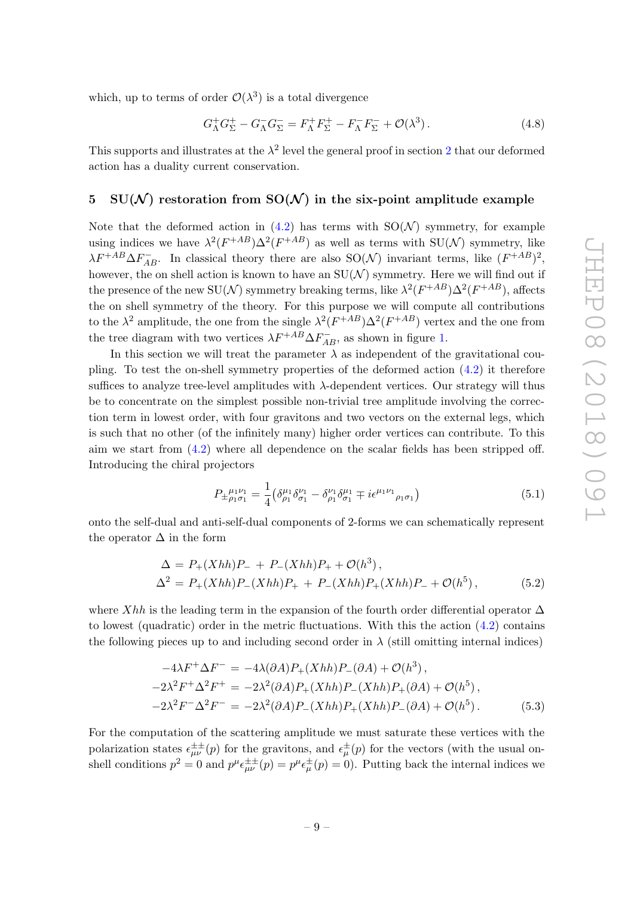which, up to terms of order $\mathcal{O}(\lambda^3)$ is a total divergence

$$G^+_\Lambda G^+_\Sigma - G^-_\Lambda G^-_\Sigma = F^+_\Lambda F^+_\Sigma - F^-_\Lambda F^-_\Sigma + \mathcal{O}(\lambda^3)\,. \tag{4.8}$$

This supports and illustrates at the $\lambda^2$ level the general proof in section 2 that our deformed action has a duality current conservation.

## 5 SU($\mathcal{N}$) restoration from SO($\mathcal{N}$) in the six-point amplitude example

Note that the deformed action in (4.2) has terms with SO($\mathcal{N}$) symmetry, for example using indices we have $\lambda^2(F^{+AB})\Delta^2(F^{+AB})$ as well as terms with SU($\mathcal{N}$) symmetry, like $\lambda F^{+AB}\Delta F^-_{AB}$. In classical theory there are also SO($\mathcal{N}$) invariant terms, like $(F^{+AB})^2$, however, the on shell action is known to have an SU($\mathcal{N}$) symmetry. Here we will find out if the presence of the new SU($\mathcal{N}$) symmetry breaking terms, like $\lambda^2(F^{+AB})\Delta^2(F^{+AB})$, affects the on shell symmetry of the theory. For this purpose we will compute all contributions to the $\lambda^2$ amplitude, the one from the single $\lambda^2(F^{+AB})\Delta^2(F^{+AB})$ vertex and the one from the tree diagram with two vertices $\lambda F^{+AB}\Delta F^-_{AB}$, as shown in figure 1.

In this section we will treat the parameter $\lambda$ as independent of the gravitational coupling. To test the on-shell symmetry properties of the deformed action (4.2) it therefore suffices to analyze tree-level amplitudes with $\lambda$-dependent vertices. Our strategy will thus be to concentrate on the simplest possible non-trivial tree amplitude involving the correction term in lowest order, with four gravitons and two vectors on the external legs, which is such that no other (of the infinitely many) higher order vertices can contribute. To this aim we start from (4.2) where all dependence on the scalar fields has been stripped off. Introducing the chiral projectors

$$P_{\pm}{}_{\rho_1\sigma_1}^{\mu_1\nu_1} = \frac{1}{4}\big(\delta^{\mu_1}_{\rho_1}\delta^{\nu_1}_{\sigma_1} - \delta^{\nu_1}_{\rho_1}\delta^{\mu_1}_{\sigma_1} \mp i\epsilon^{\mu_1\nu_1}{}_{\rho_1\sigma_1}\big) \tag{5.1}$$

onto the self-dual and anti-self-dual components of 2-forms we can schematically represent the operator $\Delta$ in the form

$$\begin{aligned}
\Delta &= P_+(Xhh)P_- + P_-(Xhh)P_+ + \mathcal{O}(h^3)\,,\\
\Delta^2 &= P_+(Xhh)P_-(Xhh)P_+ + P_-(Xhh)P_+(Xhh)P_- + \mathcal{O}(h^5)\,,
\end{aligned} \tag{5.2}$$

where $Xhh$ is the leading term in the expansion of the fourth order differential operator $\Delta$ to lowest (quadratic) order in the metric fluctuations. With this the action (4.2) contains the following pieces up to and including second order in $\lambda$ (still omitting internal indices)

$$\begin{aligned}
-4\lambda F^+\Delta F^- &= -4\lambda(\partial A)P_+(Xhh)P_-(\partial A) + \mathcal{O}(h^3)\,,\\
-2\lambda^2 F^+\Delta^2 F^+ &= -2\lambda^2(\partial A)P_+(Xhh)P_-(Xhh)P_+(\partial A) + \mathcal{O}(h^5)\,,\\
-2\lambda^2 F^-\Delta^2 F^- &= -2\lambda^2(\partial A)P_-(Xhh)P_+(Xhh)P_-(\partial A) + \mathcal{O}(h^5)\,.
\end{aligned} \tag{5.3}$$

For the computation of the scattering amplitude we must saturate these vertices with the polarization states $\epsilon^{\pm\pm}_{\mu\nu}(p)$ for the gravitons, and $\epsilon^{\pm}_{\mu}(p)$ for the vectors (with the usual on-shell conditions $p^2 = 0$ and $p^\mu\epsilon^{\pm\pm}_{\mu\nu}(p) = p^\mu\epsilon^{\pm}_{\mu}(p) = 0$). Putting back the internal indices we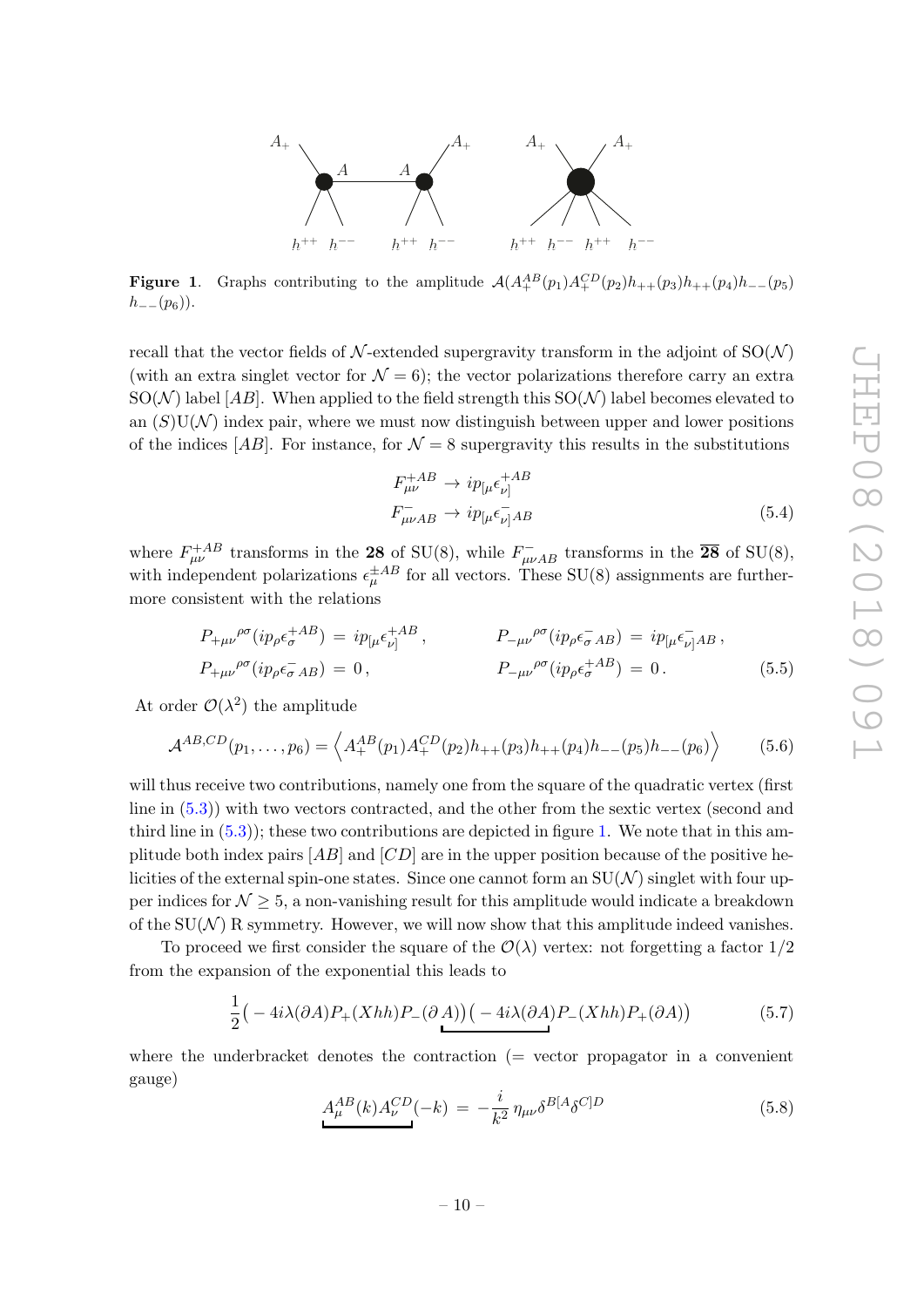**Figure 1**. Graphs contributing to the amplitude $\mathcal{A}(A_+^{AB}(p_1)A_+^{CD}(p_2)h_{++}(p_3)h_{++}(p_4)h_{--}(p_5)$ $h_{--}(p_6))$.

recall that the vector fields of $\mathcal{N}$-extended supergravity transform in the adjoint of SO($\mathcal{N}$) (with an extra singlet vector for $\mathcal{N}=6$); the vector polarizations therefore carry an extra SO($\mathcal{N}$) label $[AB]$. When applied to the field strength this SO($\mathcal{N}$) label becomes elevated to an $(S)$U($\mathcal{N}$) index pair, where we must now distinguish between upper and lower positions of the indices $[AB]$. For instance, for $\mathcal{N}=8$ supergravity this results in the substitutions

$$
\begin{aligned}
F^{+AB}_{\mu\nu} &\to ip_{[\mu}\epsilon^{+AB}_{\nu]} \\
F^{-}_{\mu\nu AB} &\to ip_{[\mu}\epsilon^{-}_{\nu]AB}
\end{aligned}
\tag{5.4}
$$

where $F^{+AB}_{\mu\nu}$ transforms in the **28** of SU(8), while $F^{-}_{\mu\nu AB}$ transforms in the $\overline{\mathbf{28}}$ of SU(8), with independent polarizations $\epsilon^{\pm AB}_\mu$ for all vectors. These SU(8) assignments are furthermore consistent with the relations

$$
\begin{aligned}
P_{+\mu\nu}{}^{\rho\sigma}(ip_\rho\epsilon^{+AB}_\sigma) &= ip_{[\mu}\epsilon^{+AB}_{\nu]}\,, \qquad & P_{-\mu\nu}{}^{\rho\sigma}(ip_\rho\epsilon^{-}_{\sigma\,AB}) &= ip_{[\mu}\epsilon^{-}_{\nu]AB}\,, \\
P_{+\mu\nu}{}^{\rho\sigma}(ip_\rho\epsilon^{-}_{\sigma\,AB}) &= 0\,, & P_{-\mu\nu}{}^{\rho\sigma}(ip_\rho\epsilon^{+AB}_\sigma) &= 0\,.
\end{aligned}
\tag{5.5}
$$

At order $\mathcal{O}(\lambda^2)$ the amplitude

$$
\mathcal{A}^{AB,CD}(p_1,\ldots,p_6) = \Big\langle A_+^{AB}(p_1)A_+^{CD}(p_2)h_{++}(p_3)h_{++}(p_4)h_{--}(p_5)h_{--}(p_6)\Big\rangle \tag{5.6}
$$

will thus receive two contributions, namely one from the square of the quadratic vertex (first line in (5.3)) with two vectors contracted, and the other from the sextic vertex (second and third line in (5.3)); these two contributions are depicted in figure 1. We note that in this amplitude both index pairs $[AB]$ and $[CD]$ are in the upper position because of the positive helicities of the external spin-one states. Since one cannot form an SU($\mathcal{N}$) singlet with four upper indices for $\mathcal{N}\geq 5$, a non-vanishing result for this amplitude would indicate a breakdown of the SU($\mathcal{N}$) R symmetry. However, we will now show that this amplitude indeed vanishes.

To proceed we first consider the square of the $\mathcal{O}(\lambda)$ vertex: not forgetting a factor 1/2 from the expansion of the exponential this leads to

$$
\frac{1}{2}\big(-4i\lambda(\partial A)P_+(Xhh)P_-(\underbrace{\partial A)\big)\big(-4i\lambda(\partial A}_{})P_-(Xhh)P_+(\partial A)\big) \tag{5.7}
$$

where the underbracket denotes the contraction (= vector propagator in a convenient gauge)

$$
\underbrace{A^{AB}_\mu(k)A^{CD}_\nu(-k)}_{} = -\frac{i}{k^2}\,\eta_{\mu\nu}\delta^{B[A}\delta^{C]D} \tag{5.8}
$$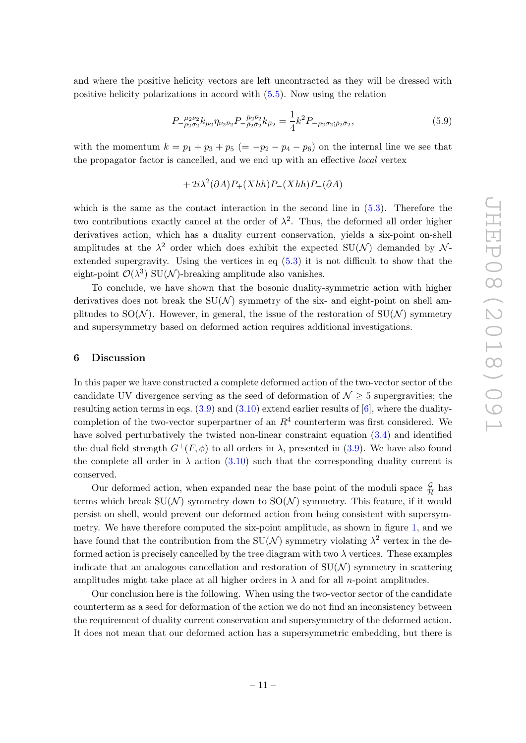and where the positive helicity vectors are left uncontracted as they will be dressed with positive helicity polarizations in accord with (5.5). Now using the relation

$$P_{-\rho_2\sigma_2}^{\ \ \mu_2\nu_2} k_{\mu_2} \eta_{\nu_2\bar{\nu}_2} P_{-\bar{\rho}_2\bar{\sigma}_2}^{\ \ \bar{\mu}_2\bar{\nu}_2} k_{\bar{\mu}_2} = \frac{1}{4} k^2 P_{-\rho_2\sigma_2;\bar{\rho}_2\bar{\sigma}_2}, \tag{5.9}$$

with the momentum $k = p_1 + p_3 + p_5$ $(= -p_2 - p_4 - p_6)$ on the internal line we see that the propagator factor is cancelled, and we end up with an effective *local* vertex

$$+2i\lambda^2(\partial A)P_+(Xhh)P_-(Xhh)P_+(\partial A)$$

which is the same as the contact interaction in the second line in (5.3). Therefore the two contributions exactly cancel at the order of $\lambda^2$. Thus, the deformed all order higher derivatives action, which has a duality current conservation, yields a six-point on-shell amplitudes at the $\lambda^2$ order which does exhibit the expected SU($\mathcal{N}$) demanded by $\mathcal{N}$-extended supergravity. Using the vertices in eq (5.3) it is not difficult to show that the eight-point $\mathcal{O}(\lambda^3)$ SU($\mathcal{N}$)-breaking amplitude also vanishes.

To conclude, we have shown that the bosonic duality-symmetric action with higher derivatives does not break the SU($\mathcal{N}$) symmetry of the six- and eight-point on shell amplitudes to SO($\mathcal{N}$). However, in general, the issue of the restoration of SU($\mathcal{N}$) symmetry and supersymmetry based on deformed action requires additional investigations.

## 6 Discussion

In this paper we have constructed a complete deformed action of the two-vector sector of the candidate UV divergence serving as the seed of deformation of $\mathcal{N} \geq 5$ supergravities; the resulting action terms in eqs. (3.9) and (3.10) extend earlier results of [6], where the duality-completion of the two-vector superpartner of an $R^4$ counterterm was first considered. We have solved perturbatively the twisted non-linear constraint equation (3.4) and identified the dual field strength $G^+(F,\phi)$ to all orders in $\lambda$, presented in (3.9). We have also found the complete all order in $\lambda$ action (3.10) such that the corresponding duality current is conserved.

Our deformed action, when expanded near the base point of the moduli space $\frac{\mathcal{G}}{\mathcal{H}}$ has terms which break SU($\mathcal{N}$) symmetry down to SO($\mathcal{N}$) symmetry. This feature, if it would persist on shell, would prevent our deformed action from being consistent with supersymmetry. We have therefore computed the six-point amplitude, as shown in figure 1, and we have found that the contribution from the SU($\mathcal{N}$) symmetry violating $\lambda^2$ vertex in the deformed action is precisely cancelled by the tree diagram with two $\lambda$ vertices. These examples indicate that an analogous cancellation and restoration of SU($\mathcal{N}$) symmetry in scattering amplitudes might take place at all higher orders in $\lambda$ and for all $n$-point amplitudes.

Our conclusion here is the following. When using the two-vector sector of the candidate counterterm as a seed for deformation of the action we do not find an inconsistency between the requirement of duality current conservation and supersymmetry of the deformed action. It does not mean that our deformed action has a supersymmetric embedding, but there is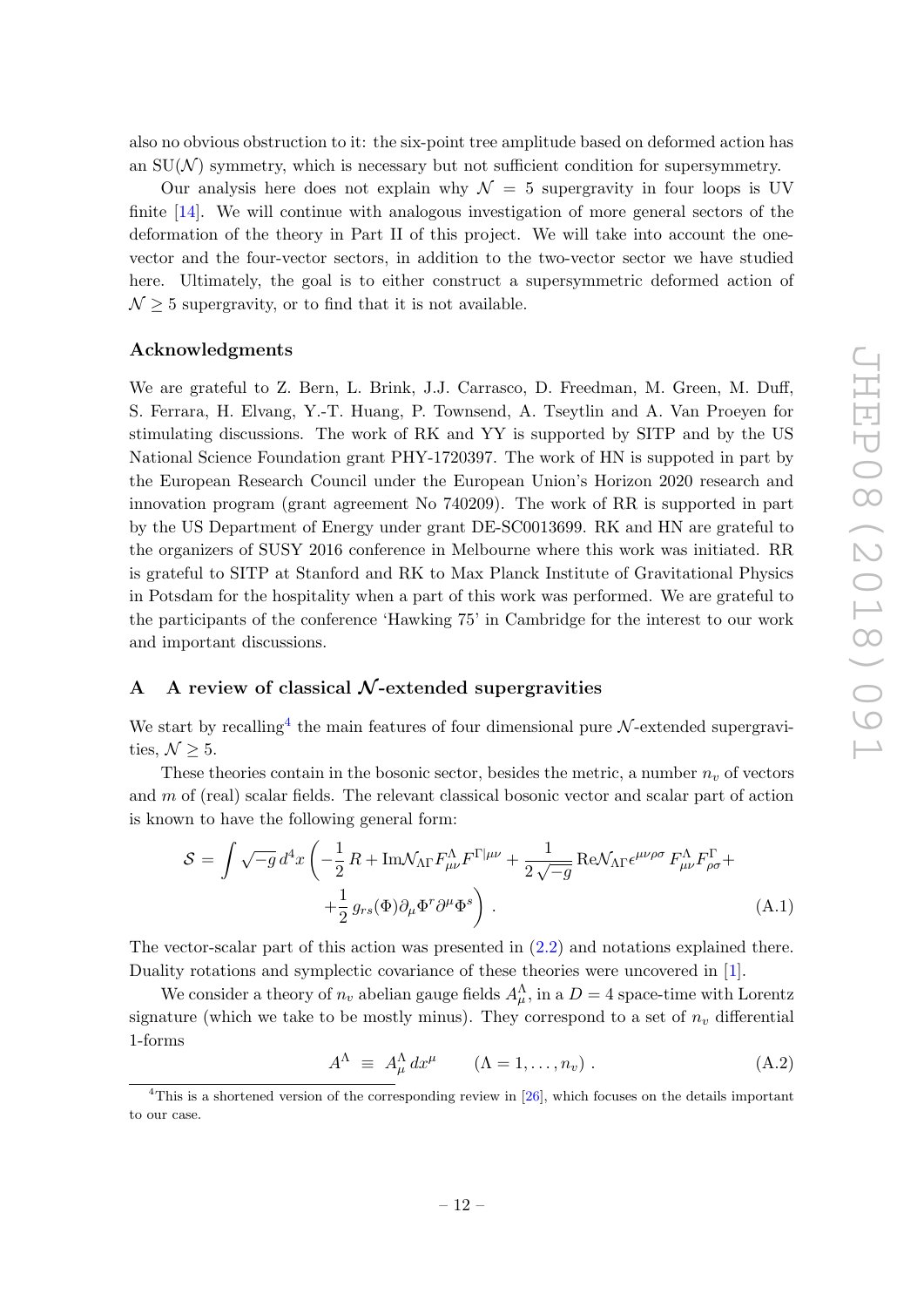also no obvious obstruction to it: the six-point tree amplitude based on deformed action has an SU($\mathcal{N}$) symmetry, which is necessary but not sufficient condition for supersymmetry.

Our analysis here does not explain why $\mathcal{N} = 5$ supergravity in four loops is UV finite [14]. We will continue with analogous investigation of more general sectors of the deformation of the theory in Part II of this project. We will take into account the one-vector and the four-vector sectors, in addition to the two-vector sector we have studied here. Ultimately, the goal is to either construct a supersymmetric deformed action of $\mathcal{N} \geq 5$ supergravity, or to find that it is not available.

### Acknowledgments

We are grateful to Z. Bern, L. Brink, J.J. Carrasco, D. Freedman, M. Green, M. Duff, S. Ferrara, H. Elvang, Y.-T. Huang, P. Townsend, A. Tseytlin and A. Van Proeyen for stimulating discussions. The work of RK and YY is supported by SITP and by the US National Science Foundation grant PHY-1720397. The work of HN is suppoted in part by the European Research Council under the European Union's Horizon 2020 research and innovation program (grant agreement No 740209). The work of RR is supported in part by the US Department of Energy under grant DE-SC0013699. RK and HN are grateful to the organizers of SUSY 2016 conference in Melbourne where this work was initiated. RR is grateful to SITP at Stanford and RK to Max Planck Institute of Gravitational Physics in Potsdam for the hospitality when a part of this work was performed. We are grateful to the participants of the conference 'Hawking 75' in Cambridge for the interest to our work and important discussions.

## A A review of classical $\mathcal{N}$-extended supergravities

We start by recalling[4] the main features of four dimensional pure $\mathcal{N}$-extended supergravities, $\mathcal{N} \geq 5$.

These theories contain in the bosonic sector, besides the metric, a number $n_v$ of vectors and $m$ of (real) scalar fields. The relevant classical bosonic vector and scalar part of action is known to have the following general form:

$$\mathcal{S} = \int \sqrt{-g}\, d^4x \left( -\frac{1}{2}\, R + \mathrm{Im}\mathcal{N}_{\Lambda\Gamma} F^{\Lambda}_{\mu\nu} F^{\Gamma|\mu\nu} + \frac{1}{2\sqrt{-g}}\, \mathrm{Re}\mathcal{N}_{\Lambda\Gamma} \epsilon^{\mu\nu\rho\sigma}\, F^{\Lambda}_{\mu\nu} F^{\Gamma}_{\rho\sigma} + \right.$$
$$\left. + \frac{1}{2}\, g_{rs}(\Phi) \partial_\mu \Phi^r \partial^\mu \Phi^s \right) . \tag{A.1}$$

The vector-scalar part of this action was presented in (2.2) and notations explained there. Duality rotations and symplectic covariance of these theories were uncovered in [1].

We consider a theory of $n_v$ abelian gauge fields $A^{\Lambda}_{\mu}$, in a $D = 4$ space-time with Lorentz signature (which we take to be mostly minus). They correspond to a set of $n_v$ differential 1-forms

$$A^{\Lambda} \;\equiv\; A^{\Lambda}_{\mu}\, dx^{\mu} \qquad (\Lambda = 1, \ldots, n_v) \; . \tag{A.2}$$

[4] This is a shortened version of the corresponding review in [26], which focuses on the details important to our case.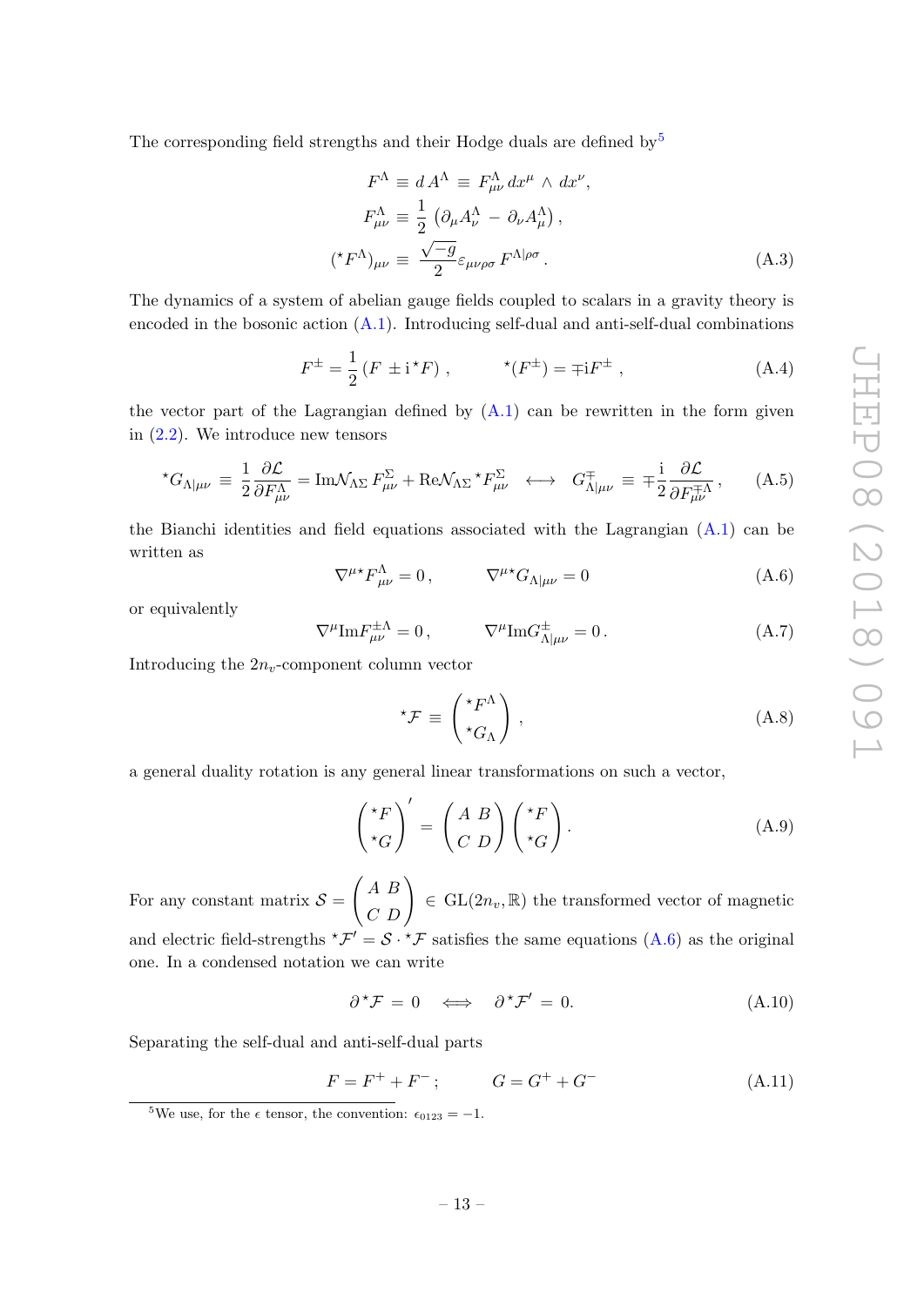The corresponding field strengths and their Hodge duals are defined by[5]

$$
\begin{aligned}
F^{\Lambda} &\equiv d\,A^{\Lambda} \,\equiv\, F^{\Lambda}_{\mu\nu}\,dx^{\mu}\wedge dx^{\nu},\\
F^{\Lambda}_{\mu\nu} &\equiv \frac{1}{2}\left(\partial_{\mu}A^{\Lambda}_{\nu}\,-\,\partial_{\nu}A^{\Lambda}_{\mu}\right),\\
({}^{\star}F^{\Lambda})_{\mu\nu} &\equiv \frac{\sqrt{-g}}{2}\varepsilon_{\mu\nu\rho\sigma}\,F^{\Lambda|\rho\sigma}\,.
\end{aligned}
\tag{A.3}
$$

The dynamics of a system of abelian gauge fields coupled to scalars in a gravity theory is encoded in the bosonic action (A.1). Introducing self-dual and anti-self-dual combinations

$$
F^{\pm} = \frac{1}{2}\left(F \pm \mathrm{i}\,{}^{\star}F\right), \qquad {}^{\star}(F^{\pm}) = \mp\mathrm{i}F^{\pm}\,, \tag{A.4}
$$

the vector part of the Lagrangian defined by (A.1) can be rewritten in the form given in (2.2). We introduce new tensors

$$
{}^{\star}G_{\Lambda|\mu\nu} \equiv \frac{1}{2}\frac{\partial\mathcal{L}}{\partial F^{\Lambda}_{\mu\nu}} = \mathrm{Im}\mathcal{N}_{\Lambda\Sigma}\,F^{\Sigma}_{\mu\nu} + \mathrm{Re}\mathcal{N}_{\Lambda\Sigma}\,{}^{\star}F^{\Sigma}_{\mu\nu} \quad\longleftrightarrow\quad G^{\mp}_{\Lambda|\mu\nu} \equiv \mp\frac{\mathrm{i}}{2}\frac{\partial\mathcal{L}}{\partial F^{\mp\Lambda}_{\mu\nu}}\,, \tag{A.5}
$$

the Bianchi identities and field equations associated with the Lagrangian (A.1) can be written as

$$
\nabla^{\mu\star}F^{\Lambda}_{\mu\nu} = 0\,, \qquad \nabla^{\mu\star}G_{\Lambda|\mu\nu} = 0 \tag{A.6}
$$

or equivalently

$$
\nabla^{\mu}\mathrm{Im}F^{\pm\Lambda}_{\mu\nu} = 0\,, \qquad \nabla^{\mu}\mathrm{Im}G^{\pm}_{\Lambda|\mu\nu} = 0\,. \tag{A.7}
$$

Introducing the $2n_v$-component column vector

$$
{}^{\star}\mathcal{F} \equiv \begin{pmatrix} {}^{\star}F^{\Lambda} \\ {}^{\star}G_{\Lambda} \end{pmatrix}, \tag{A.8}
$$

a general duality rotation is any general linear transformations on such a vector,

$$
\begin{pmatrix} {}^{\star}F \\ {}^{\star}G \end{pmatrix}' = \begin{pmatrix} A & B \\ C & D \end{pmatrix}\begin{pmatrix} {}^{\star}F \\ {}^{\star}G \end{pmatrix}. \tag{A.9}
$$

For any constant matrix $\mathcal{S} = \begin{pmatrix} A & B \\ C & D \end{pmatrix} \in \mathrm{GL}(2n_v,\mathbb{R})$ the transformed vector of magnetic and electric field-strengths ${}^{\star}\mathcal{F}' = \mathcal{S}\cdot{}^{\star}\mathcal{F}$ satisfies the same equations (A.6) as the original one. In a condensed notation we can write

$$
\partial\,{}^{\star}\mathcal{F} = 0 \quad\Longleftrightarrow\quad \partial\,{}^{\star}\mathcal{F}' = 0. \tag{A.10}
$$

Separating the self-dual and anti-self-dual parts

$$
F = F^{+} + F^{-}\,; \qquad G = G^{+} + G^{-} \tag{A.11}
$$

[5]We use, for the $\epsilon$ tensor, the convention: $\epsilon_{0123} = -1$.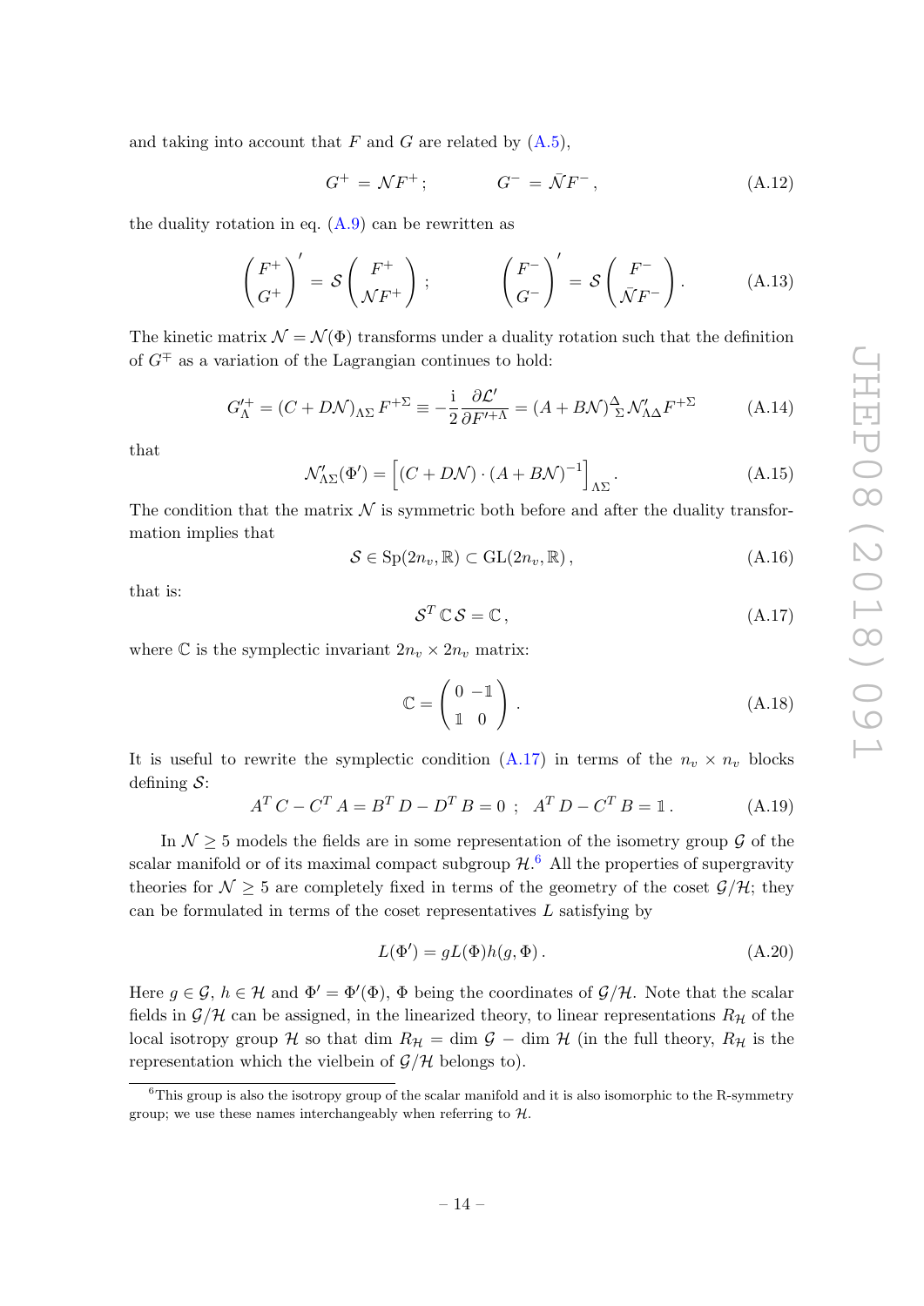and taking into account that $F$ and $G$ are related by (A.5),

$$G^+ = \mathcal{N} F^+ \,; \qquad\qquad G^- = \bar{\mathcal{N}} F^- \,, \tag{A.12}$$

the duality rotation in eq. (A.9) can be rewritten as

$$\begin{pmatrix} F^+ \\ G^+ \end{pmatrix}' = \mathcal{S} \begin{pmatrix} F^+ \\ \mathcal{N} F^+ \end{pmatrix} \,; \qquad\qquad \begin{pmatrix} F^- \\ G^- \end{pmatrix}' = \mathcal{S} \begin{pmatrix} F^- \\ \bar{\mathcal{N}} F^- \end{pmatrix} . \tag{A.13}$$

The kinetic matrix $\mathcal{N} = \mathcal{N}(\Phi)$ transforms under a duality rotation such that the definition of $G^{\mp}$ as a variation of the Lagrangian continues to hold:

$$G'^{+}_{\Lambda} = (C + D\mathcal{N})_{\Lambda\Sigma} F^{+\Sigma} \equiv -\frac{\mathrm{i}}{2} \frac{\partial \mathcal{L}'}{\partial F'^{+\Lambda}} = (A + B\mathcal{N})^{\Delta}{}_{\Sigma} \mathcal{N}'_{\Lambda\Delta} F^{+\Sigma} \tag{A.14}$$

that

$$\mathcal{N}'_{\Lambda\Sigma}(\Phi') = \left[ (C + D\mathcal{N}) \cdot (A + B\mathcal{N})^{-1} \right]_{\Lambda\Sigma} . \tag{A.15}$$

The condition that the matrix $\mathcal{N}$ is symmetric both before and after the duality transformation implies that

$$\mathcal{S} \in \mathrm{Sp}(2n_v, \mathbb{R}) \subset \mathrm{GL}(2n_v, \mathbb{R}) \,, \tag{A.16}$$

that is:

$$\mathcal{S}^T \, \mathbb{C} \, \mathcal{S} = \mathbb{C} \,, \tag{A.17}$$

where $\mathbb{C}$ is the symplectic invariant $2n_v \times 2n_v$ matrix:

$$\mathbb{C} = \begin{pmatrix} 0 & -\mathbb{1} \\ \mathbb{1} & 0 \end{pmatrix} . \tag{A.18}$$

It is useful to rewrite the symplectic condition (A.17) in terms of the $n_v \times n_v$ blocks defining $\mathcal{S}$:

$$A^T C - C^T A = B^T D - D^T B = 0 \;\; ; \;\; A^T D - C^T B = \mathbb{1} \,. \tag{A.19}$$

In $\mathcal{N} \geq 5$ models the fields are in some representation of the isometry group $\mathcal{G}$ of the scalar manifold or of its maximal compact subgroup $\mathcal{H}$.[6] All the properties of supergravity theories for $\mathcal{N} \geq 5$ are completely fixed in terms of the geometry of the coset $\mathcal{G}/\mathcal{H}$; they can be formulated in terms of the coset representatives $L$ satisfying by

$$L(\Phi') = g L(\Phi) h(g, \Phi) \,. \tag{A.20}$$

Here $g \in \mathcal{G}$, $h \in \mathcal{H}$ and $\Phi' = \Phi'(\Phi)$, $\Phi$ being the coordinates of $\mathcal{G}/\mathcal{H}$. Note that the scalar fields in $\mathcal{G}/\mathcal{H}$ can be assigned, in the linearized theory, to linear representations $R_{\mathcal{H}}$ of the local isotropy group $\mathcal{H}$ so that $\dim R_{\mathcal{H}} = \dim \mathcal{G} - \dim \mathcal{H}$ (in the full theory, $R_{\mathcal{H}}$ is the representation which the vielbein of $\mathcal{G}/\mathcal{H}$ belongs to).

[6] This group is also the isotropy group of the scalar manifold and it is also isomorphic to the R-symmetry group; we use these names interchangeably when referring to $\mathcal{H}$.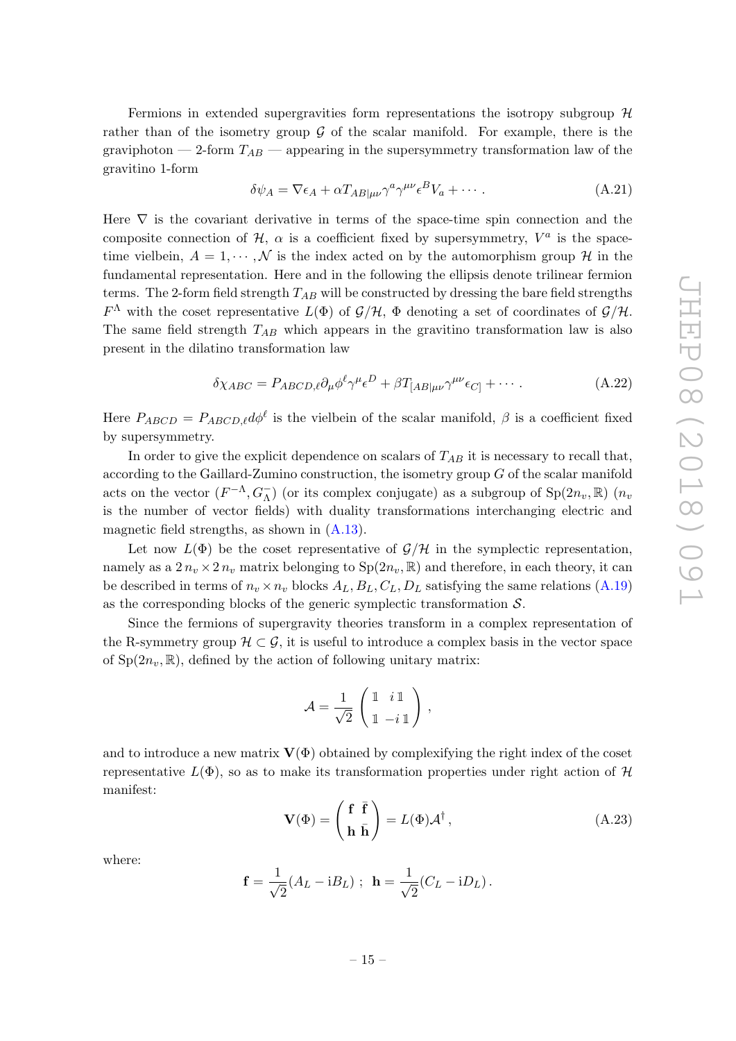Fermions in extended supergravities form representations the isotropy subgroup $\mathcal{H}$ rather than of the isometry group $\mathcal{G}$ of the scalar manifold. For example, there is the graviphoton — 2-form $T_{AB}$ — appearing in the supersymmetry transformation law of the gravitino 1-form

$$\delta\psi_A = \nabla\epsilon_A + \alpha T_{AB|\mu\nu}\gamma^a\gamma^{\mu\nu}\epsilon^B V_a + \cdots . \tag{A.21}$$

Here $\nabla$ is the covariant derivative in terms of the space-time spin connection and the composite connection of $\mathcal{H}$, $\alpha$ is a coefficient fixed by supersymmetry, $V^a$ is the space-time vielbein, $A = 1, \cdots, \mathcal{N}$ is the index acted on by the automorphism group $\mathcal{H}$ in the fundamental representation. Here and in the following the ellipsis denote trilinear fermion terms. The 2-form field strength $T_{AB}$ will be constructed by dressing the bare field strengths $F^\Lambda$ with the coset representative $L(\Phi)$ of $\mathcal{G}/\mathcal{H}$, $\Phi$ denoting a set of coordinates of $\mathcal{G}/\mathcal{H}$. The same field strength $T_{AB}$ which appears in the gravitino transformation law is also present in the dilatino transformation law

$$\delta\chi_{ABC} = P_{ABCD,\ell}\partial_\mu\phi^\ell\gamma^\mu\epsilon^D + \beta T_{[AB|\mu\nu}\gamma^{\mu\nu}\epsilon_{C]} + \cdots . \tag{A.22}$$

Here $P_{ABCD} = P_{ABCD,\ell}d\phi^\ell$ is the vielbein of the scalar manifold, $\beta$ is a coefficient fixed by supersymmetry.

In order to give the explicit dependence on scalars of $T_{AB}$ it is necessary to recall that, according to the Gaillard-Zumino construction, the isometry group $G$ of the scalar manifold acts on the vector $(F^{-\Lambda}, G^-_\Lambda)$ (or its complex conjugate) as a subgroup of $\mathrm{Sp}(2n_v, \mathbb{R})$ ($n_v$ is the number of vector fields) with duality transformations interchanging electric and magnetic field strengths, as shown in (A.13).

Let now $L(\Phi)$ be the coset representative of $\mathcal{G}/\mathcal{H}$ in the symplectic representation, namely as a $2\,n_v \times 2\,n_v$ matrix belonging to $\mathrm{Sp}(2n_v, \mathbb{R})$ and therefore, in each theory, it can be described in terms of $n_v \times n_v$ blocks $A_L, B_L, C_L, D_L$ satisfying the same relations (A.19) as the corresponding blocks of the generic symplectic transformation $\mathcal{S}$.

Since the fermions of supergravity theories transform in a complex representation of the R-symmetry group $\mathcal{H} \subset \mathcal{G}$, it is useful to introduce a complex basis in the vector space of $\mathrm{Sp}(2n_v, \mathbb{R})$, defined by the action of following unitary matrix:

$$\mathcal{A} = \frac{1}{\sqrt{2}}\begin{pmatrix} \mathbb{1} & i\,\mathbb{1} \\ \mathbb{1} & -i\,\mathbb{1} \end{pmatrix},$$

and to introduce a new matrix $\mathbf{V}(\Phi)$ obtained by complexifying the right index of the coset representative $L(\Phi)$, so as to make its transformation properties under right action of $\mathcal{H}$ manifest:

$$\mathbf{V}(\Phi) = \begin{pmatrix} \mathbf{f} & \bar{\mathbf{f}} \\ \mathbf{h} & \bar{\mathbf{h}} \end{pmatrix} = L(\Phi)\mathcal{A}^\dagger , \tag{A.23}$$

where:

$$\mathbf{f} = \frac{1}{\sqrt{2}}(A_L - \mathrm{i}B_L) \; ; \;\; \mathbf{h} = \frac{1}{\sqrt{2}}(C_L - \mathrm{i}D_L) .$$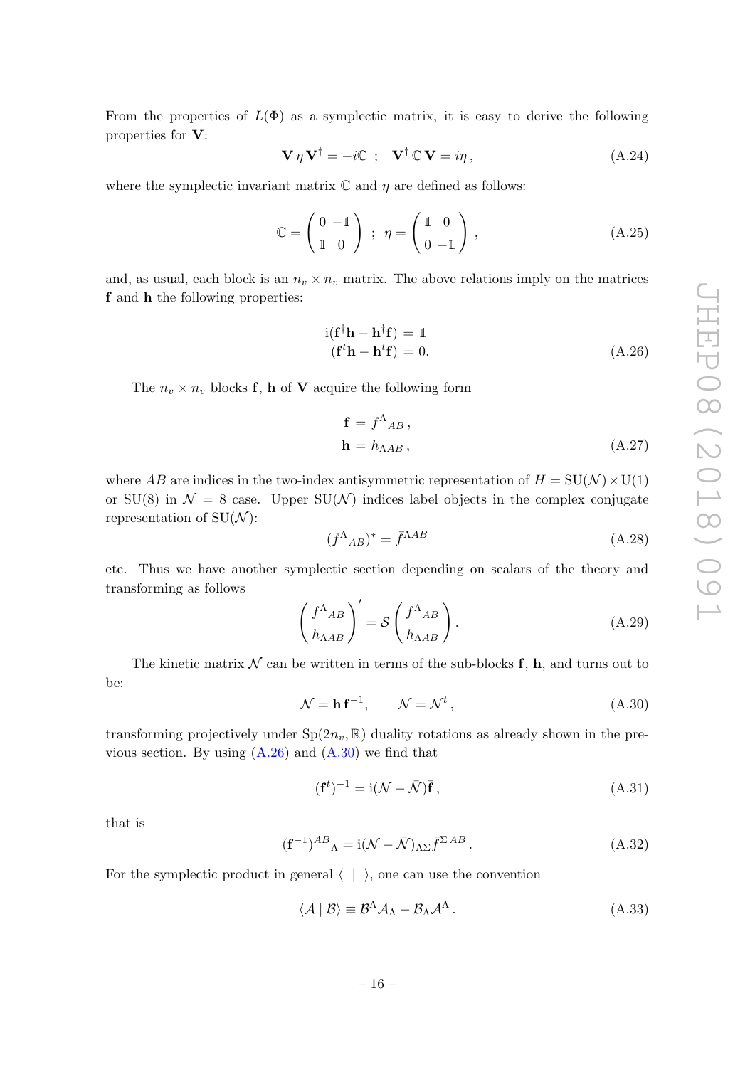From the properties of $L(\Phi)$ as a symplectic matrix, it is easy to derive the following properties for $\mathbf{V}$:

$$\mathbf{V}\,\eta\,\mathbf{V}^\dagger = -i\mathbb{C} \;\; ; \quad \mathbf{V}^\dagger\,\mathbb{C}\,\mathbf{V} = i\eta\,, \tag{A.24}$$

where the symplectic invariant matrix $\mathbb{C}$ and $\eta$ are defined as follows:

$$\mathbb{C} = \begin{pmatrix} 0 & -\mathbb{1} \\ \mathbb{1} & 0 \end{pmatrix} \;\; ; \;\; \eta = \begin{pmatrix} \mathbb{1} & 0 \\ 0 & -\mathbb{1} \end{pmatrix}\,, \tag{A.25}$$

and, as usual, each block is an $n_v \times n_v$ matrix. The above relations imply on the matrices $\mathbf{f}$ and $\mathbf{h}$ the following properties:

$$\begin{aligned} \mathrm{i}(\mathbf{f}^\dagger\mathbf{h} - \mathbf{h}^\dagger\mathbf{f}) &= \mathbb{1} \\ (\mathbf{f}^t\mathbf{h} - \mathbf{h}^t\mathbf{f}) &= 0. \end{aligned} \tag{A.26}$$

The $n_v \times n_v$ blocks $\mathbf{f}$, $\mathbf{h}$ of $\mathbf{V}$ acquire the following form

$$\begin{aligned} \mathbf{f} &= f^\Lambda{}_{AB}\,, \\ \mathbf{h} &= h_{\Lambda AB}\,, \end{aligned} \tag{A.27}$$

where $AB$ are indices in the two-index antisymmetric representation of $H = \mathrm{SU}(\mathcal{N}) \times \mathrm{U}(1)$ or $\mathrm{SU}(8)$ in $\mathcal{N} = 8$ case. Upper $\mathrm{SU}(\mathcal{N})$ indices label objects in the complex conjugate representation of $\mathrm{SU}(\mathcal{N})$:

$$(f^\Lambda{}_{AB})^* = \bar{f}^{\Lambda AB} \tag{A.28}$$

etc. Thus we have another symplectic section depending on scalars of the theory and transforming as follows

$$\begin{pmatrix} f^\Lambda{}_{AB} \\ h_{\Lambda AB} \end{pmatrix}' = \mathcal{S} \begin{pmatrix} f^\Lambda{}_{AB} \\ h_{\Lambda AB} \end{pmatrix}. \tag{A.29}$$

The kinetic matrix $\mathcal{N}$ can be written in terms of the sub-blocks $\mathbf{f}$, $\mathbf{h}$, and turns out to be:

$$\mathcal{N} = \mathbf{h}\,\mathbf{f}^{-1}, \qquad \mathcal{N} = \mathcal{N}^t\,, \tag{A.30}$$

transforming projectively under $\mathrm{Sp}(2n_v, \mathbb{R})$ duality rotations as already shown in the previous section. By using (A.26) and (A.30) we find that

$$(\mathbf{f}^t)^{-1} = \mathrm{i}(\mathcal{N} - \bar{\mathcal{N}})\bar{\mathbf{f}}\,, \tag{A.31}$$

that is

$$(\mathbf{f}^{-1})^{AB}{}_\Lambda = \mathrm{i}(\mathcal{N} - \bar{\mathcal{N}})_{\Lambda\Sigma}\bar{f}^{\Sigma\,AB}\,. \tag{A.32}$$

For the symplectic product in general $\langle\;|\;\rangle$, one can use the convention

$$\langle \mathcal{A} \mid \mathcal{B} \rangle \equiv \mathcal{B}^\Lambda \mathcal{A}_\Lambda - \mathcal{B}_\Lambda \mathcal{A}^\Lambda\,. \tag{A.33}$$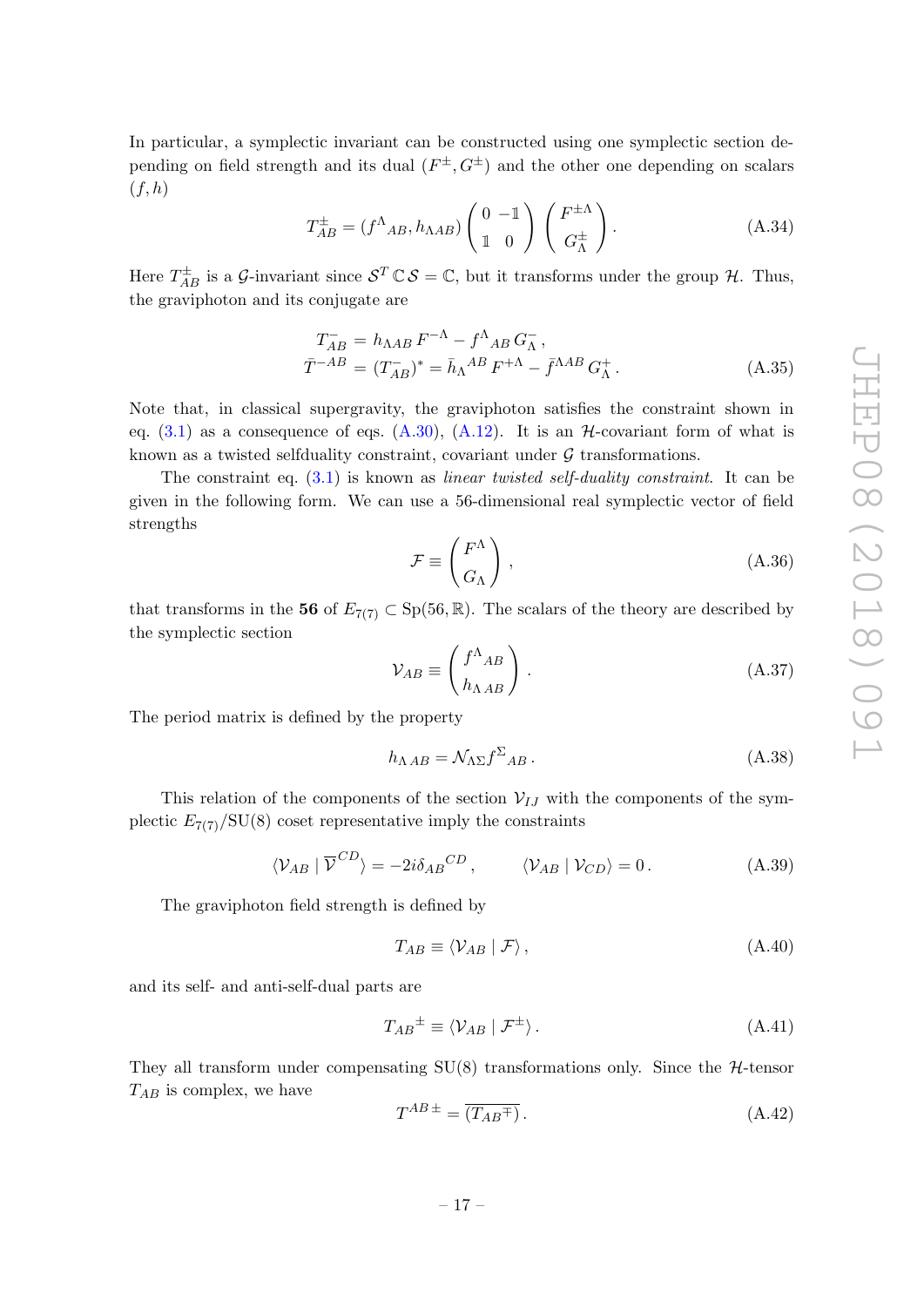In particular, a symplectic invariant can be constructed using one symplectic section depending on field strength and its dual $(F^{\pm}, G^{\pm})$ and the other one depending on scalars $(f, h)$

$$
T^{\pm}_{AB} = (f^{\Lambda}{}_{AB}, h_{\Lambda AB}) \begin{pmatrix} 0 & -\mathbb{1} \\ \mathbb{1} & 0 \end{pmatrix} \begin{pmatrix} F^{\pm\Lambda} \\ G^{\pm}_{\Lambda} \end{pmatrix}. \tag{A.34}
$$

Here $T^{\pm}_{AB}$ is a $\mathcal{G}$-invariant since $\mathcal{S}^T \mathbb{C} \mathcal{S} = \mathbb{C}$, but it transforms under the group $\mathcal{H}$. Thus, the graviphoton and its conjugate are

$$
\begin{aligned}
T^{-}_{AB} &= h_{\Lambda AB}\, F^{-\Lambda} - f^{\Lambda}{}_{AB}\, G^{-}_{\Lambda}\,, \\
\bar{T}^{-AB} &= (T^{-}_{AB})^{*} = \bar{h}_{\Lambda}{}^{AB}\, F^{+\Lambda} - \bar{f}^{\Lambda AB}\, G^{+}_{\Lambda}\,.
\end{aligned} \tag{A.35}
$$

Note that, in classical supergravity, the graviphoton satisfies the constraint shown in eq. (3.1) as a consequence of eqs. (A.30), (A.12). It is an $\mathcal{H}$-covariant form of what is known as a twisted selfduality constraint, covariant under $\mathcal{G}$ transformations.

The constraint eq. (3.1) is known as *linear twisted self-duality constraint*. It can be given in the following form. We can use a 56-dimensional real symplectic vector of field strengths

$$
\mathcal{F} \equiv \begin{pmatrix} F^{\Lambda} \\ G_{\Lambda} \end{pmatrix}, \tag{A.36}
$$

that transforms in the **56** of $E_{7(7)} \subset \mathrm{Sp}(56, \mathbb{R})$. The scalars of the theory are described by the symplectic section

$$
\mathcal{V}_{AB} \equiv \begin{pmatrix} f^{\Lambda}{}_{AB} \\ h_{\Lambda\, AB} \end{pmatrix}. \tag{A.37}
$$

The period matrix is defined by the property

$$
h_{\Lambda\, AB} = \mathcal{N}_{\Lambda\Sigma} f^{\Sigma}{}_{AB}\,. \tag{A.38}
$$

This relation of the components of the section $\mathcal{V}_{IJ}$ with the components of the symplectic $E_{7(7)}/\mathrm{SU}(8)$ coset representative imply the constraints

$$
\langle \mathcal{V}_{AB} \mid \overline{\mathcal{V}}^{CD} \rangle = -2i \delta_{AB}{}^{CD}\,, \qquad \langle \mathcal{V}_{AB} \mid \mathcal{V}_{CD} \rangle = 0\,. \tag{A.39}
$$

The graviphoton field strength is defined by

$$
T_{AB} \equiv \langle \mathcal{V}_{AB} \mid \mathcal{F} \rangle\,, \tag{A.40}
$$

and its self- and anti-self-dual parts are

$$
T_{AB}{}^{\pm} \equiv \langle \mathcal{V}_{AB} \mid \mathcal{F}^{\pm} \rangle\,. \tag{A.41}
$$

They all transform under compensating SU(8) transformations only. Since the $\mathcal{H}$-tensor $T_{AB}$ is complex, we have

$$
T^{AB\,\pm} = \overline{(T_{AB}{}^{\mp})}\,. \tag{A.42}
$$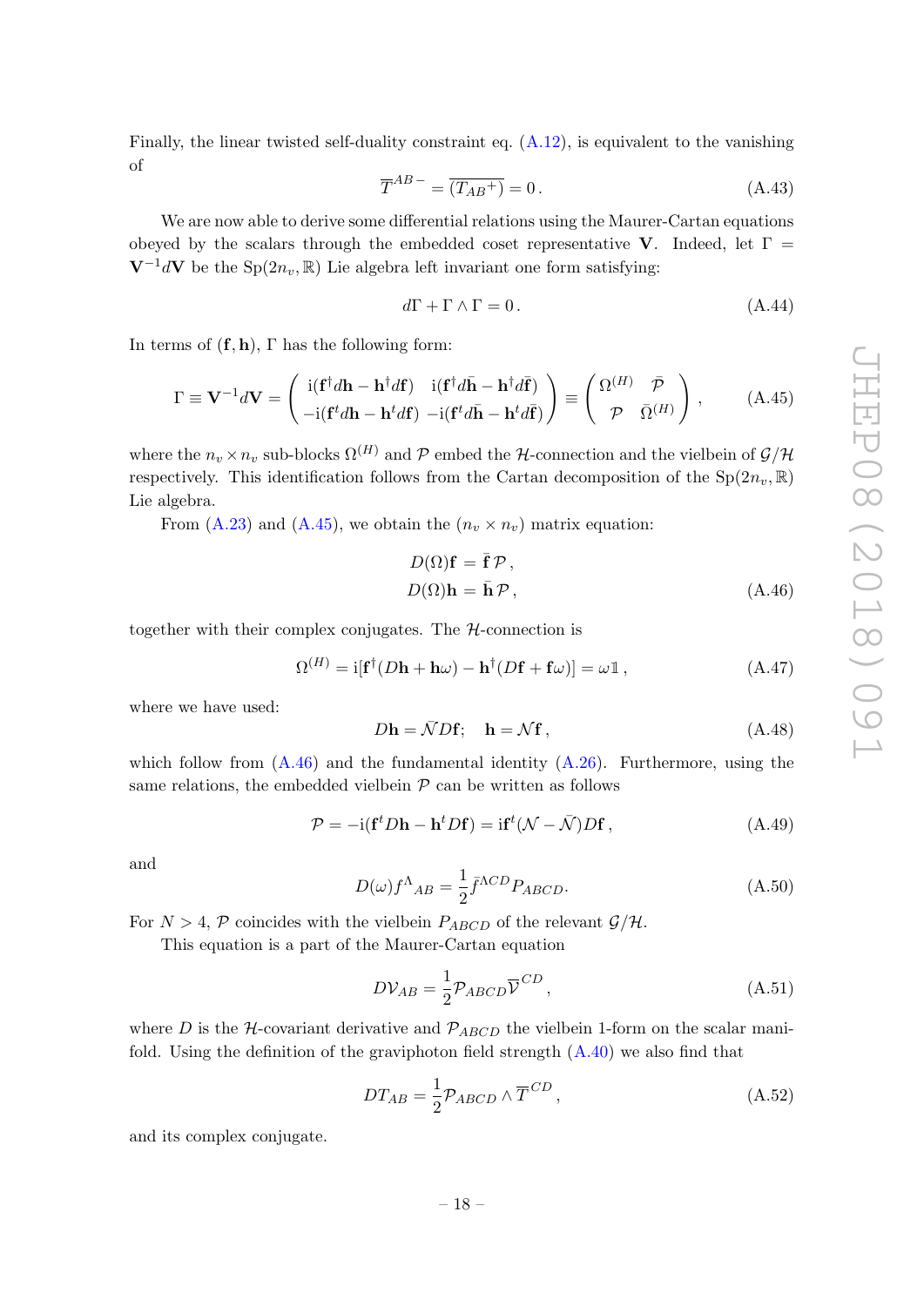Finally, the linear twisted self-duality constraint eq. (A.12), is equivalent to the vanishing of

$$\overline{T}^{AB\,-} = \overline{(T_{AB}{}^{+})} = 0\,. \tag{A.43}$$

We are now able to derive some differential relations using the Maurer-Cartan equations obeyed by the scalars through the embedded coset representative $\mathbf{V}$. Indeed, let $\Gamma = \mathbf{V}^{-1}d\mathbf{V}$ be the $\mathrm{Sp}(2n_v,\mathbb{R})$ Lie algebra left invariant one form satisfying:

$$d\Gamma + \Gamma\wedge\Gamma = 0\,. \tag{A.44}$$

In terms of $(\mathbf{f},\mathbf{h})$, $\Gamma$ has the following form:

$$\Gamma \equiv \mathbf{V}^{-1}d\mathbf{V} = \begin{pmatrix} \mathrm{i}(\mathbf{f}^{\dagger}d\mathbf{h}-\mathbf{h}^{\dagger}d\mathbf{f}) & \mathrm{i}(\mathbf{f}^{\dagger}d\bar{\mathbf{h}}-\mathbf{h}^{\dagger}d\bar{\mathbf{f}}) \\ -\mathrm{i}(\mathbf{f}^{t}d\mathbf{h}-\mathbf{h}^{t}d\mathbf{f}) & -\mathrm{i}(\mathbf{f}^{t}d\bar{\mathbf{h}}-\mathbf{h}^{t}d\bar{\mathbf{f}}) \end{pmatrix} \equiv \begin{pmatrix} \Omega^{(H)} & \bar{\mathcal{P}} \\ \mathcal{P} & \bar{\Omega}^{(H)} \end{pmatrix}, \tag{A.45}$$

where the $n_v\times n_v$ sub-blocks $\Omega^{(H)}$ and $\mathcal{P}$ embed the $\mathcal{H}$-connection and the vielbein of $\mathcal{G}/\mathcal{H}$ respectively. This identification follows from the Cartan decomposition of the $\mathrm{Sp}(2n_v,\mathbb{R})$ Lie algebra.

From (A.23) and (A.45), we obtain the $(n_v\times n_v)$ matrix equation:

$$\begin{aligned} D(\Omega)\mathbf{f} &= \bar{\mathbf{f}}\,\mathcal{P}\,,\\ D(\Omega)\mathbf{h} &= \bar{\mathbf{h}}\,\mathcal{P}\,, \end{aligned} \tag{A.46}$$

together with their complex conjugates. The $\mathcal{H}$-connection is

$$\Omega^{(H)} = \mathrm{i}[\mathbf{f}^{\dagger}(D\mathbf{h}+\mathbf{h}\omega) - \mathbf{h}^{\dagger}(D\mathbf{f}+\mathbf{f}\omega)] = \omega\mathbb{1}\,, \tag{A.47}$$

where we have used:

$$D\mathbf{h} = \bar{\mathcal{N}}D\mathbf{f};\quad \mathbf{h} = \mathcal{N}\mathbf{f}\,, \tag{A.48}$$

which follow from (A.46) and the fundamental identity (A.26). Furthermore, using the same relations, the embedded vielbein $\mathcal{P}$ can be written as follows

$$\mathcal{P} = -\mathrm{i}(\mathbf{f}^{t}D\mathbf{h} - \mathbf{h}^{t}D\mathbf{f}) = \mathrm{i}\mathbf{f}^{t}(\mathcal{N}-\bar{\mathcal{N}})D\mathbf{f}\,, \tag{A.49}$$

and

$$D(\omega)f^{\Lambda}{}_{AB} = \frac{1}{2}\bar{f}^{\Lambda CD}P_{ABCD}. \tag{A.50}$$

For $N>4$, $\mathcal{P}$ coincides with the vielbein $P_{ABCD}$ of the relevant $\mathcal{G}/\mathcal{H}$.

This equation is a part of the Maurer-Cartan equation

$$D\mathcal{V}_{AB} = \frac{1}{2}\mathcal{P}_{ABCD}\overline{\mathcal{V}}^{CD}\,, \tag{A.51}$$

where $D$ is the $\mathcal{H}$-covariant derivative and $\mathcal{P}_{ABCD}$ the vielbein 1-form on the scalar manifold. Using the definition of the graviphoton field strength (A.40) we also find that

$$DT_{AB} = \frac{1}{2}\mathcal{P}_{ABCD}\wedge\overline{T}^{CD}\,, \tag{A.52}$$

and its complex conjugate.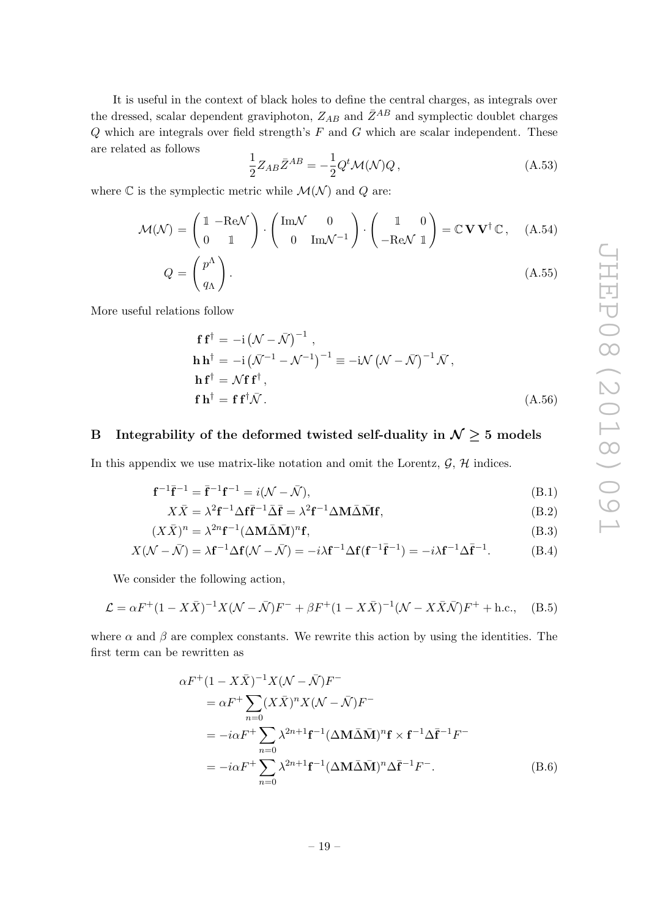It is useful in the context of black holes to define the central charges, as integrals over the dressed, scalar dependent graviphoton, $Z_{AB}$ and $\bar{Z}^{AB}$ and symplectic doublet charges $Q$ which are integrals over field strength's $F$ and $G$ which are scalar independent. These are related as follows

$$\frac{1}{2} Z_{AB} \bar{Z}^{AB} = -\frac{1}{2} Q^t \mathcal{M}(\mathcal{N}) Q \,, \tag{A.53}$$

where $\mathbb{C}$ is the symplectic metric while $\mathcal{M}(\mathcal{N})$ and $Q$ are:

$$\mathcal{M}(\mathcal{N}) = \begin{pmatrix} \mathbb{1} & -\mathrm{Re}\mathcal{N} \\ 0 & \mathbb{1} \end{pmatrix} \cdot \begin{pmatrix} \mathrm{Im}\mathcal{N} & 0 \\ 0 & \mathrm{Im}\mathcal{N}^{-1} \end{pmatrix} \cdot \begin{pmatrix} \mathbb{1} & 0 \\ -\mathrm{Re}\mathcal{N} & \mathbb{1} \end{pmatrix} = \mathbb{C}\, \mathbf{V}\, \mathbf{V}^\dagger \, \mathbb{C} \,, \tag{A.54}$$

$$Q = \begin{pmatrix} p^\Lambda \\ q_\Lambda \end{pmatrix}. \tag{A.55}$$

More useful relations follow

$$\begin{aligned}
\mathbf{f}\, \mathbf{f}^\dagger &= -\mathrm{i} \left( \mathcal{N} - \bar{\mathcal{N}} \right)^{-1} \,, \\
\mathbf{h}\, \mathbf{h}^\dagger &= -\mathrm{i} \left( \bar{\mathcal{N}}^{-1} - \mathcal{N}^{-1} \right)^{-1} \equiv -\mathrm{i} \mathcal{N} \left( \mathcal{N} - \bar{\mathcal{N}} \right)^{-1} \bar{\mathcal{N}} \,, \\
\mathbf{h}\, \mathbf{f}^\dagger &= \mathcal{N} \mathbf{f}\, \mathbf{f}^\dagger \,, \\
\mathbf{f}\, \mathbf{h}^\dagger &= \mathbf{f}\, \mathbf{f}^\dagger \bar{\mathcal{N}} \,.
\end{aligned} \tag{A.56}$$

## B Integrability of the deformed twisted self-duality in $\mathcal{N} \geq 5$ models

In this appendix we use matrix-like notation and omit the Lorentz, $\mathcal{G}$, $\mathcal{H}$ indices.

$$\mathbf{f}^{-1} \bar{\mathbf{f}}^{-1} = \bar{\mathbf{f}}^{-1} \mathbf{f}^{-1} = i(\mathcal{N} - \bar{\mathcal{N}}), \tag{B.1}$$

$$X \bar{X} = \lambda^2 \mathbf{f}^{-1} \Delta \mathbf{f} \bar{\mathbf{f}}^{-1} \bar{\Delta} \bar{\mathbf{f}} = \lambda^2 \mathbf{f}^{-1} \Delta \mathbf{M} \bar{\Delta} \bar{\mathbf{M}} \mathbf{f}, \tag{B.2}$$

$$(X \bar{X})^n = \lambda^{2n} \mathbf{f}^{-1} (\Delta \mathbf{M} \bar{\Delta} \bar{\mathbf{M}})^n \mathbf{f}, \tag{B.3}$$

$$X(\mathcal{N} - \bar{\mathcal{N}}) = \lambda \mathbf{f}^{-1} \Delta \mathbf{f} (\mathcal{N} - \bar{\mathcal{N}}) = -i\lambda \mathbf{f}^{-1} \Delta \mathbf{f} (\mathbf{f}^{-1} \bar{\mathbf{f}}^{-1}) = -i\lambda \mathbf{f}^{-1} \Delta \bar{\mathbf{f}}^{-1}. \tag{B.4}$$

We consider the following action,

$$\mathcal{L} = \alpha F^+ (1 - X\bar{X})^{-1} X (\mathcal{N} - \bar{\mathcal{N}}) F^- + \beta F^+ (1 - X\bar{X})^{-1} (\mathcal{N} - X\bar{X}\bar{\mathcal{N}}) F^+ + \text{h.c.}, \tag{B.5}$$

where $\alpha$ and $\beta$ are complex constants. We rewrite this action by using the identities. The first term can be rewritten as

$$\begin{aligned}
&\alpha F^+ (1 - X\bar{X})^{-1} X (\mathcal{N} - \bar{\mathcal{N}}) F^- \\
&\quad = \alpha F^+ \sum_{n=0} (X\bar{X})^n X (\mathcal{N} - \bar{\mathcal{N}}) F^- \\
&\quad = -i\alpha F^+ \sum_{n=0} \lambda^{2n+1} \mathbf{f}^{-1} (\Delta \mathbf{M} \bar{\Delta} \bar{\mathbf{M}})^n \mathbf{f} \times \mathbf{f}^{-1} \Delta \bar{\mathbf{f}}^{-1} F^- \\
&\quad = -i\alpha F^+ \sum_{n=0} \lambda^{2n+1} \mathbf{f}^{-1} (\Delta \mathbf{M} \bar{\Delta} \bar{\mathbf{M}})^n \Delta \bar{\mathbf{f}}^{-1} F^-.
\end{aligned} \tag{B.6}$$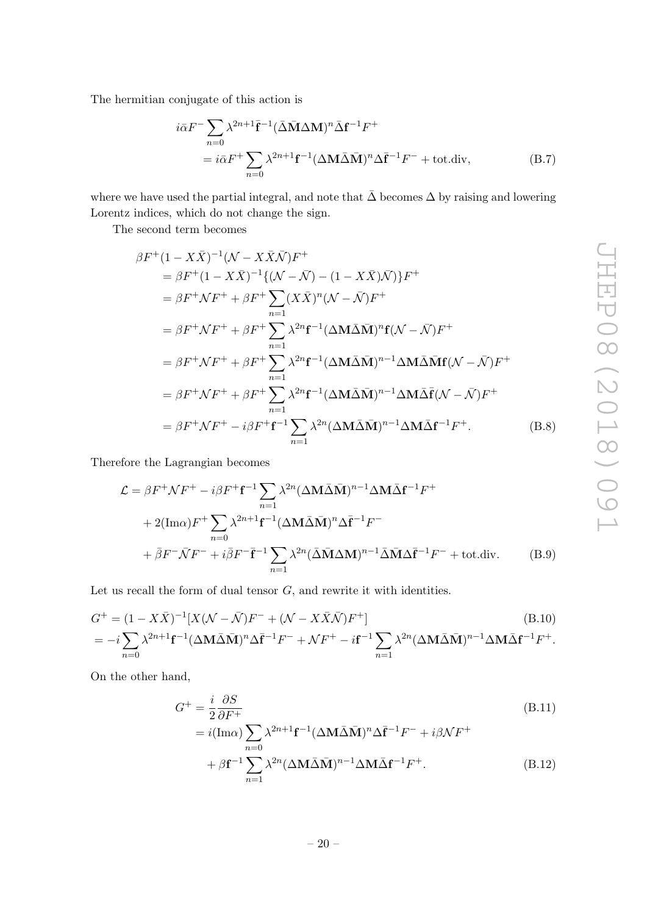The hermitian conjugate of this action is

$$
\begin{aligned}
& i\bar{\alpha}F^- \sum_{n=0} \lambda^{2n+1} \bar{\mathbf{f}}^{-1} (\bar{\Delta}\bar{\mathbf{M}}\Delta\mathbf{M})^n \bar{\Delta}\mathbf{f}^{-1} F^+ \\
&\qquad = i\bar{\alpha}F^+ \sum_{n=0} \lambda^{2n+1} \mathbf{f}^{-1} (\Delta\mathbf{M}\bar{\Delta}\bar{\mathbf{M}})^n \Delta\bar{\mathbf{f}}^{-1} F^- + \text{tot.div}, \qquad \text{(B.7)}
\end{aligned}
$$

where we have used the partial integral, and note that $\bar{\Delta}$ becomes $\Delta$ by raising and lowering Lorentz indices, which do not change the sign.

The second term becomes

$$
\begin{aligned}
& \beta F^+ (1 - X\bar{X})^{-1} (\mathcal{N} - X\bar{X}\bar{\mathcal{N}}) F^+ \\
&= \beta F^+ (1 - X\bar{X})^{-1} \{(\mathcal{N} - \bar{\mathcal{N}}) - (1 - X\bar{X})\bar{\mathcal{N}}\} F^+ \\
&= \beta F^+ \mathcal{N} F^+ + \beta F^+ \sum_{n=1} (X\bar{X})^n (\mathcal{N} - \bar{\mathcal{N}}) F^+ \\
&= \beta F^+ \mathcal{N} F^+ + \beta F^+ \sum_{n=1} \lambda^{2n} \mathbf{f}^{-1} (\Delta\mathbf{M}\bar{\Delta}\bar{\mathbf{M}})^n \mathbf{f} (\mathcal{N} - \bar{\mathcal{N}}) F^+ \\
&= \beta F^+ \mathcal{N} F^+ + \beta F^+ \sum_{n=1} \lambda^{2n} \mathbf{f}^{-1} (\Delta\mathbf{M}\bar{\Delta}\bar{\mathbf{M}})^{n-1} \Delta\mathbf{M}\bar{\Delta}\bar{\mathbf{M}} \mathbf{f} (\mathcal{N} - \bar{\mathcal{N}}) F^+ \\
&= \beta F^+ \mathcal{N} F^+ + \beta F^+ \sum_{n=1} \lambda^{2n} \mathbf{f}^{-1} (\Delta\mathbf{M}\bar{\Delta}\bar{\mathbf{M}})^{n-1} \Delta\mathbf{M}\bar{\Delta}\bar{\mathbf{f}} (\mathcal{N} - \bar{\mathcal{N}}) F^+ \\
&= \beta F^+ \mathcal{N} F^+ - i\beta F^+ \mathbf{f}^{-1} \sum_{n=1} \lambda^{2n} (\Delta\mathbf{M}\bar{\Delta}\bar{\mathbf{M}})^{n-1} \Delta\mathbf{M}\bar{\Delta}\mathbf{f}^{-1} F^+. \qquad \text{(B.8)}
\end{aligned}
$$

Therefore the Lagrangian becomes

$$
\begin{aligned}
\mathcal{L} &= \beta F^+ \mathcal{N} F^+ - i\beta F^+ \mathbf{f}^{-1} \sum_{n=1} \lambda^{2n} (\Delta\mathbf{M}\bar{\Delta}\bar{\mathbf{M}})^{n-1} \Delta\mathbf{M}\bar{\Delta}\mathbf{f}^{-1} F^+ \\
&\quad + 2(\text{Im}\alpha) F^+ \sum_{n=0} \lambda^{2n+1} \mathbf{f}^{-1} (\Delta\mathbf{M}\bar{\Delta}\bar{\mathbf{M}})^n \Delta\bar{\mathbf{f}}^{-1} F^- \\
&\quad + \bar{\beta} F^- \bar{\mathcal{N}} F^- + i\bar{\beta} F^- \bar{\mathbf{f}}^{-1} \sum_{n=1} \lambda^{2n} (\bar{\Delta}\bar{\mathbf{M}}\Delta\mathbf{M})^{n-1} \bar{\Delta}\bar{\mathbf{M}}\Delta\bar{\mathbf{f}}^{-1} F^- + \text{tot.div}. \qquad \text{(B.9)}
\end{aligned}
$$

Let us recall the form of dual tensor $G$, and rewrite it with identities.

$$
\begin{aligned}
G^+ &= (1 - X\bar{X})^{-1} [X(\mathcal{N} - \bar{\mathcal{N}}) F^- + (\mathcal{N} - X\bar{X}\bar{\mathcal{N}}) F^+] \qquad \text{(B.10)} \\
&= -i \sum_{n=0} \lambda^{2n+1} \mathbf{f}^{-1} (\Delta\mathbf{M}\bar{\Delta}\bar{\mathbf{M}})^n \Delta\bar{\mathbf{f}}^{-1} F^- + \mathcal{N} F^+ - i\mathbf{f}^{-1} \sum_{n=1} \lambda^{2n} (\Delta\mathbf{M}\bar{\Delta}\bar{\mathbf{M}})^{n-1} \Delta\mathbf{M}\bar{\Delta}\mathbf{f}^{-1} F^+.
\end{aligned}
$$

On the other hand,

$$
\begin{aligned}
G^+ &= \frac{i}{2} \frac{\partial S}{\partial F^+} \qquad \text{(B.11)} \\
&= i(\text{Im}\alpha) \sum_{n=0} \lambda^{2n+1} \mathbf{f}^{-1} (\Delta\mathbf{M}\bar{\Delta}\bar{\mathbf{M}})^n \Delta\bar{\mathbf{f}}^{-1} F^- + i\beta \mathcal{N} F^+ \\
&\quad + \beta \mathbf{f}^{-1} \sum_{n=1} \lambda^{2n} (\Delta\mathbf{M}\bar{\Delta}\bar{\mathbf{M}})^{n-1} \Delta\mathbf{M}\bar{\Delta}\mathbf{f}^{-1} F^+. \qquad \text{(B.12)}
\end{aligned}
$$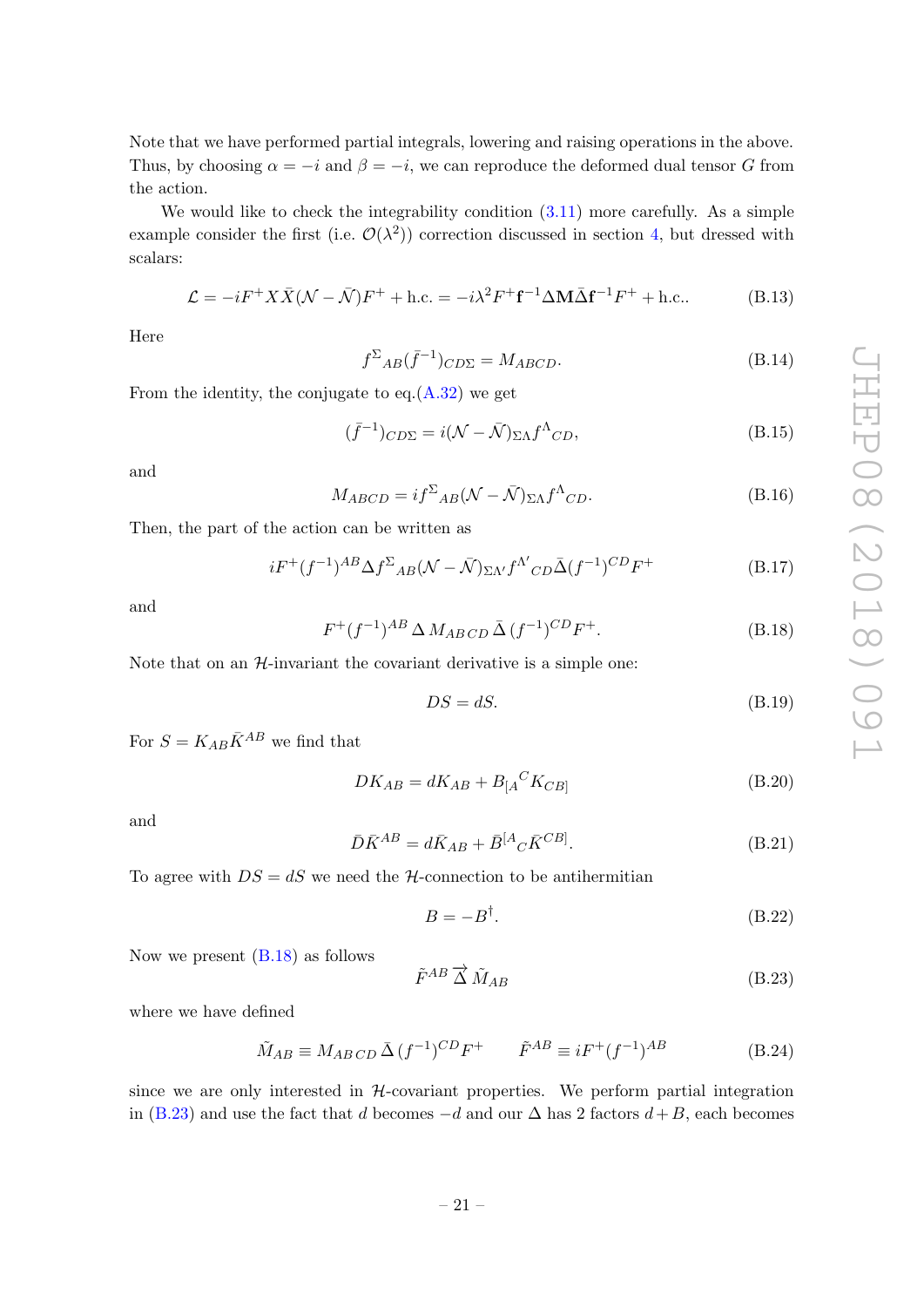Note that we have performed partial integrals, lowering and raising operations in the above. Thus, by choosing $\alpha = -i$ and $\beta = -i$, we can reproduce the deformed dual tensor $G$ from the action.

We would like to check the integrability condition (3.11) more carefully. As a simple example consider the first (i.e. $\mathcal{O}(\lambda^2)$) correction discussed in section 4, but dressed with scalars:

$$\mathcal{L} = -iF^+ X\bar{X}(\mathcal{N} - \bar{\mathcal{N}})F^+ + \text{h.c.} = -i\lambda^2 F^+ \mathbf{f}^{-1}\Delta\mathbf{M}\bar{\Delta}\mathbf{f}^{-1}F^+ + \text{h.c.}. \tag{B.13}$$

Here

$$f^{\Sigma}{}_{AB}(\bar{f}^{-1})_{CD\Sigma} = M_{ABCD}. \tag{B.14}$$

From the identity, the conjugate to eq.(A.32) we get

$$(\bar{f}^{-1})_{CD\Sigma} = i(\mathcal{N} - \bar{\mathcal{N}})_{\Sigma\Lambda} f^{\Lambda}{}_{CD}, \tag{B.15}$$

and

$$M_{ABCD} = if^{\Sigma}{}_{AB}(\mathcal{N} - \bar{\mathcal{N}})_{\Sigma\Lambda} f^{\Lambda}{}_{CD}. \tag{B.16}$$

Then, the part of the action can be written as

$$iF^+(f^{-1})^{AB}\Delta f^{\Sigma}{}_{AB}(\mathcal{N} - \bar{\mathcal{N}})_{\Sigma\Lambda'} f^{\Lambda'}{}_{CD}\bar{\Delta}(f^{-1})^{CD}F^+ \tag{B.17}$$

and

$$F^+(f^{-1})^{AB}\,\Delta\, M_{AB\,CD}\,\bar{\Delta}\,(f^{-1})^{CD}F^+. \tag{B.18}$$

Note that on an $\mathcal{H}$-invariant the covariant derivative is a simple one:

$$DS = dS. \tag{B.19}$$

For $S = K_{AB}\bar{K}^{AB}$ we find that

$$DK_{AB} = dK_{AB} + B_{[A}{}^{C}K_{CB]} \tag{B.20}$$

and

$$\bar{D}\bar{K}^{AB} = d\bar{K}_{AB} + \bar{B}^{[A}{}_{C}\bar{K}^{CB]}. \tag{B.21}$$

To agree with $DS = dS$ we need the $\mathcal{H}$-connection to be antihermitian

$$B = -B^{\dagger}. \tag{B.22}$$

Now we present (B.18) as follows

$$\tilde{F}^{AB}\,\overrightarrow{\Delta}\,\tilde{M}_{AB} \tag{B.23}$$

where we have defined

$$\tilde{M}_{AB} \equiv M_{AB\,CD}\,\bar{\Delta}\,(f^{-1})^{CD}F^+ \qquad \tilde{F}^{AB} \equiv iF^+(f^{-1})^{AB} \tag{B.24}$$

since we are only interested in $\mathcal{H}$-covariant properties. We perform partial integration in (B.23) and use the fact that $d$ becomes $-d$ and our $\Delta$ has 2 factors $d+B$, each becomes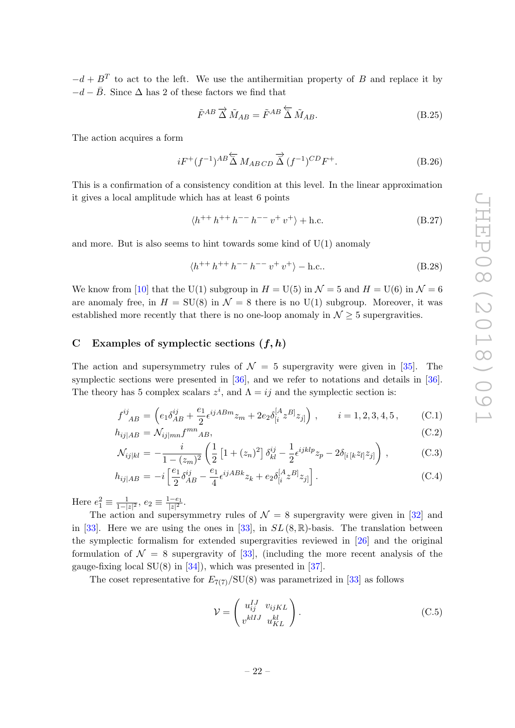$-d + B^T$ to act to the left. We use the antihermitian property of $B$ and replace it by $-d - \bar{B}$. Since $\Delta$ has 2 of these factors we find that

$$\tilde{F}^{AB} \overrightarrow{\Delta} \tilde{M}_{AB} = \tilde{F}^{AB} \overleftarrow{\Delta} \tilde{M}_{AB}. \tag{B.25}$$

The action acquires a form

$$iF^{+}(f^{-1})^{AB} \overleftarrow{\Delta} M_{AB\,CD} \overrightarrow{\Delta} (f^{-1})^{CD} F^{+}. \tag{B.26}$$

This is a confirmation of a consistency condition at this level. In the linear approximation it gives a local amplitude which has at least 6 points

$$\langle h^{++}\, h^{++}\, h^{--}\, h^{--}\, v^{+}\, v^{+} \rangle + \text{h.c.} \tag{B.27}$$

and more. But is also seems to hint towards some kind of U(1) anomaly

$$\langle h^{++}\, h^{++}\, h^{--}\, h^{--}\, v^{+}\, v^{+} \rangle - \text{h.c.}. \tag{B.28}$$

We know from [10] that the U(1) subgroup in $H = \text{U}(5)$ in $\mathcal{N} = 5$ and $H = \text{U}(6)$ in $\mathcal{N} = 6$ are anomaly free, in $H = \text{SU}(8)$ in $\mathcal{N} = 8$ there is no U(1) subgroup. Moreover, it was established more recently that there is no one-loop anomaly in $\mathcal{N} \geq 5$ supergravities.

## C Examples of symplectic sections $(f, h)$

The action and supersymmetry rules of $\mathcal{N} = 5$ supergravity were given in [35]. The symplectic sections were presented in [36], and we refer to notations and details in [36]. The theory has 5 complex scalars $z^i$, and $\Lambda = ij$ and the symplectic section is:

$$f^{ij}{}_{AB} = \left( e_1 \delta^{ij}_{AB} + \frac{e_1}{2} \epsilon^{ijABm} z_m + 2e_2 \delta^{[A}_{[i} z^{B]} z_{j]} \right), \qquad i = 1, 2, 3, 4, 5, \tag{C.1}$$

$$h_{ij|AB} = \mathcal{N}_{ij|mn} f^{mn}{}_{AB}, \tag{C.2}$$

$$\mathcal{N}_{ij|kl} = -\frac{i}{1 - (z_m)^2} \left( \frac{1}{2} \left[ 1 + (z_n)^2 \right] \delta^{ij}_{kl} - \frac{1}{2} \epsilon^{ijklp} z_p - 2\delta_{[i\,[k} z_{l]} z_{j]} \right), \tag{C.3}$$

$$h_{ij|AB} = -i \left[ \frac{e_1}{2} \delta^{ij}_{AB} - \frac{e_1}{4} \epsilon^{ijABk} z_k + e_2 \delta^{[A}_{[i} z^{B]} z_{j]} \right]. \tag{C.4}$$

Here $e_1^2 \equiv \frac{1}{1-|z|^2}$, $e_2 \equiv \frac{1-e_1}{|z|^2}$.

The action and supersymmetry rules of $\mathcal{N} = 8$ supergravity were given in [32] and in [33]. Here we are using the ones in [33], in $SL(8, \mathbb{R})$-basis. The translation between the symplectic formalism for extended supergravities reviewed in [26] and the original formulation of $\mathcal{N} = 8$ supergravity of [33], (including the more recent analysis of the gauge-fixing local SU(8) in [34]), which was presented in [37].

The coset representative for $E_{7(7)}/\text{SU}(8)$ was parametrized in [33] as follows

$$\mathcal{V} = \begin{pmatrix} u_{ij}^{IJ} & v_{ijKL} \\ v^{klIJ} & u^{kl}_{KL} \end{pmatrix}. \tag{C.5}$$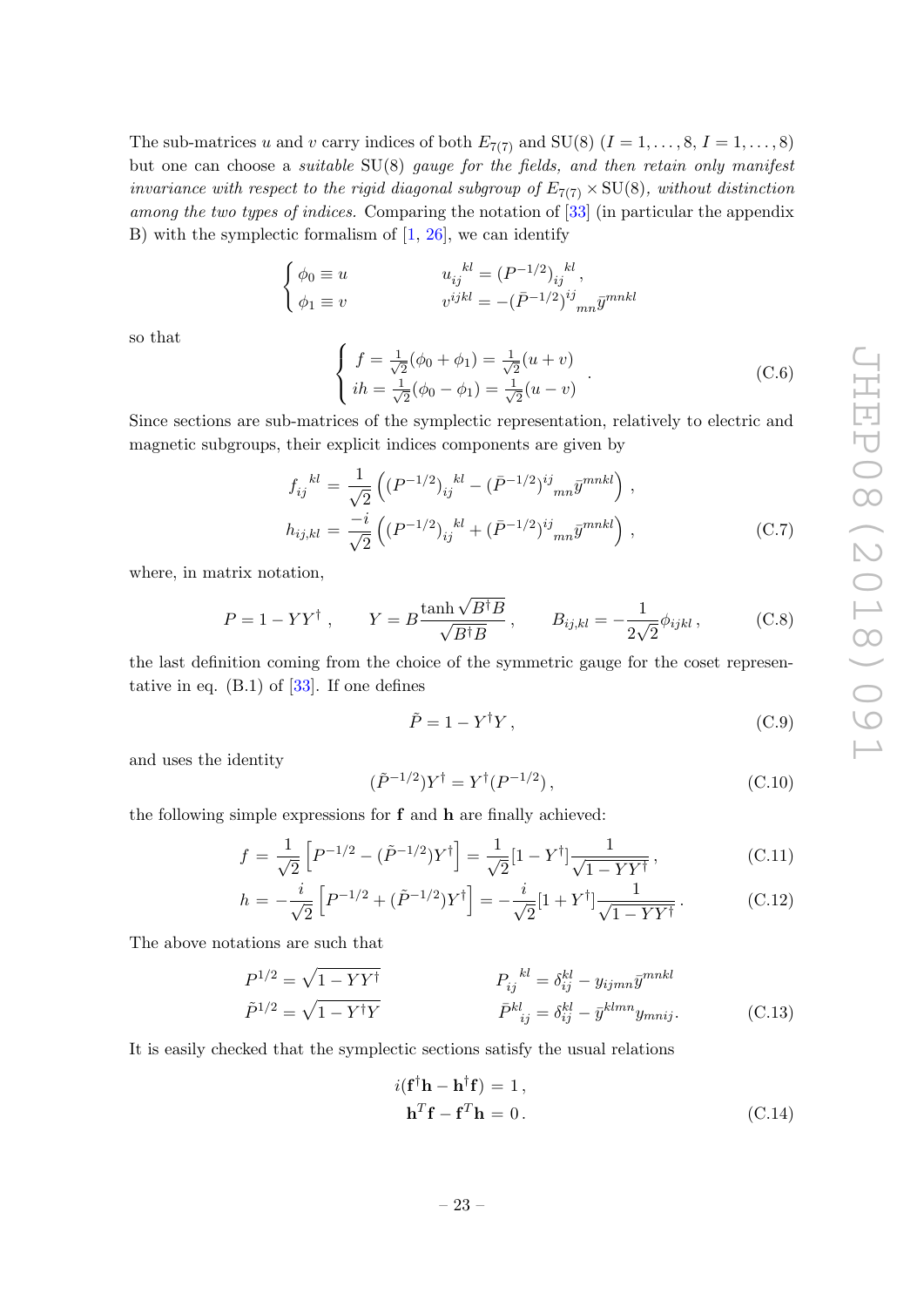The sub-matrices $u$ and $v$ carry indices of both $E_{7(7)}$ and $\mathrm{SU}(8)$ $(I = 1, \ldots, 8,\ I = 1, \ldots, 8)$ but one can choose a *suitable* $\mathrm{SU}(8)$ *gauge for the fields, and then retain only manifest invariance with respect to the rigid diagonal subgroup of* $E_{7(7)} \times \mathrm{SU}(8)$*, without distinction among the two types of indices.* Comparing the notation of [33] (in particular the appendix B) with the symplectic formalism of [1, 26], we can identify

$$
\begin{cases}
\phi_0 \equiv u & \qquad u_{ij}{}^{kl} = (P^{-1/2})_{ij}{}^{kl}\,, \\
\phi_1 \equiv v & \qquad v^{ijkl} = -(\bar{P}^{-1/2})^{ij}{}_{mn}\bar{y}^{mnkl}
\end{cases}
$$

so that

$$
\begin{cases}
f = \frac{1}{\sqrt{2}}(\phi_0 + \phi_1) = \frac{1}{\sqrt{2}}(u + v) \\
ih = \frac{1}{\sqrt{2}}(\phi_0 - \phi_1) = \frac{1}{\sqrt{2}}(u - v)
\end{cases}
. \tag{C.6}
$$

Since sections are sub-matrices of the symplectic representation, relatively to electric and magnetic subgroups, their explicit indices components are given by

$$
\begin{aligned}
f_{ij}{}^{kl} &= \frac{1}{\sqrt{2}}\left((P^{-1/2})_{ij}{}^{kl} - (\bar{P}^{-1/2})^{ij}{}_{mn}\bar{y}^{mnkl}\right)\,, \\
h_{ij,kl} &= \frac{-i}{\sqrt{2}}\left((P^{-1/2})_{ij}{}^{kl} + (\bar{P}^{-1/2})^{ij}{}_{mn}\bar{y}^{mnkl}\right)\,,
\end{aligned} \tag{C.7}
$$

where, in matrix notation,

$$
P = 1 - YY^\dagger\,, \qquad Y = B\frac{\tanh\sqrt{B^\dagger B}}{\sqrt{B^\dagger B}}\,, \qquad B_{ij,kl} = -\frac{1}{2\sqrt{2}}\phi_{ijkl}\,, \tag{C.8}
$$

the last definition coming from the choice of the symmetric gauge for the coset representative in eq. (B.1) of [33]. If one defines

$$
\tilde{P} = 1 - Y^\dagger Y\,, \tag{C.9}
$$

and uses the identity

$$
(\tilde{P}^{-1/2})Y^\dagger = Y^\dagger(P^{-1/2})\,, \tag{C.10}
$$

the following simple expressions for $\mathbf{f}$ and $\mathbf{h}$ are finally achieved:

$$
f = \frac{1}{\sqrt{2}}\left[P^{-1/2} - (\tilde{P}^{-1/2})Y^\dagger\right] = \frac{1}{\sqrt{2}}[1 - Y^\dagger]\frac{1}{\sqrt{1 - YY^\dagger}}\,, \tag{C.11}
$$

$$
h = -\frac{i}{\sqrt{2}}\left[P^{-1/2} + (\tilde{P}^{-1/2})Y^\dagger\right] = -\frac{i}{\sqrt{2}}[1 + Y^\dagger]\frac{1}{\sqrt{1 - YY^\dagger}}\,. \tag{C.12}
$$

The above notations are such that

$$
\begin{aligned}
P^{1/2} &= \sqrt{1 - YY^\dagger} & \qquad P_{ij}{}^{kl} &= \delta_{ij}^{kl} - y_{ijmn}\bar{y}^{mnkl} \\
\tilde{P}^{1/2} &= \sqrt{1 - Y^\dagger Y} & \qquad \bar{P}^{kl}{}_{ij} &= \delta_{ij}^{kl} - \bar{y}^{klmn}y_{mnij}.
\end{aligned} \tag{C.13}
$$

It is easily checked that the symplectic sections satisfy the usual relations

$$
\begin{aligned}
i(\mathbf{f}^\dagger\mathbf{h} - \mathbf{h}^\dagger\mathbf{f}) &= 1\,, \\
\mathbf{h}^T\mathbf{f} - \mathbf{f}^T\mathbf{h} &= 0\,.
\end{aligned} \tag{C.14}
$$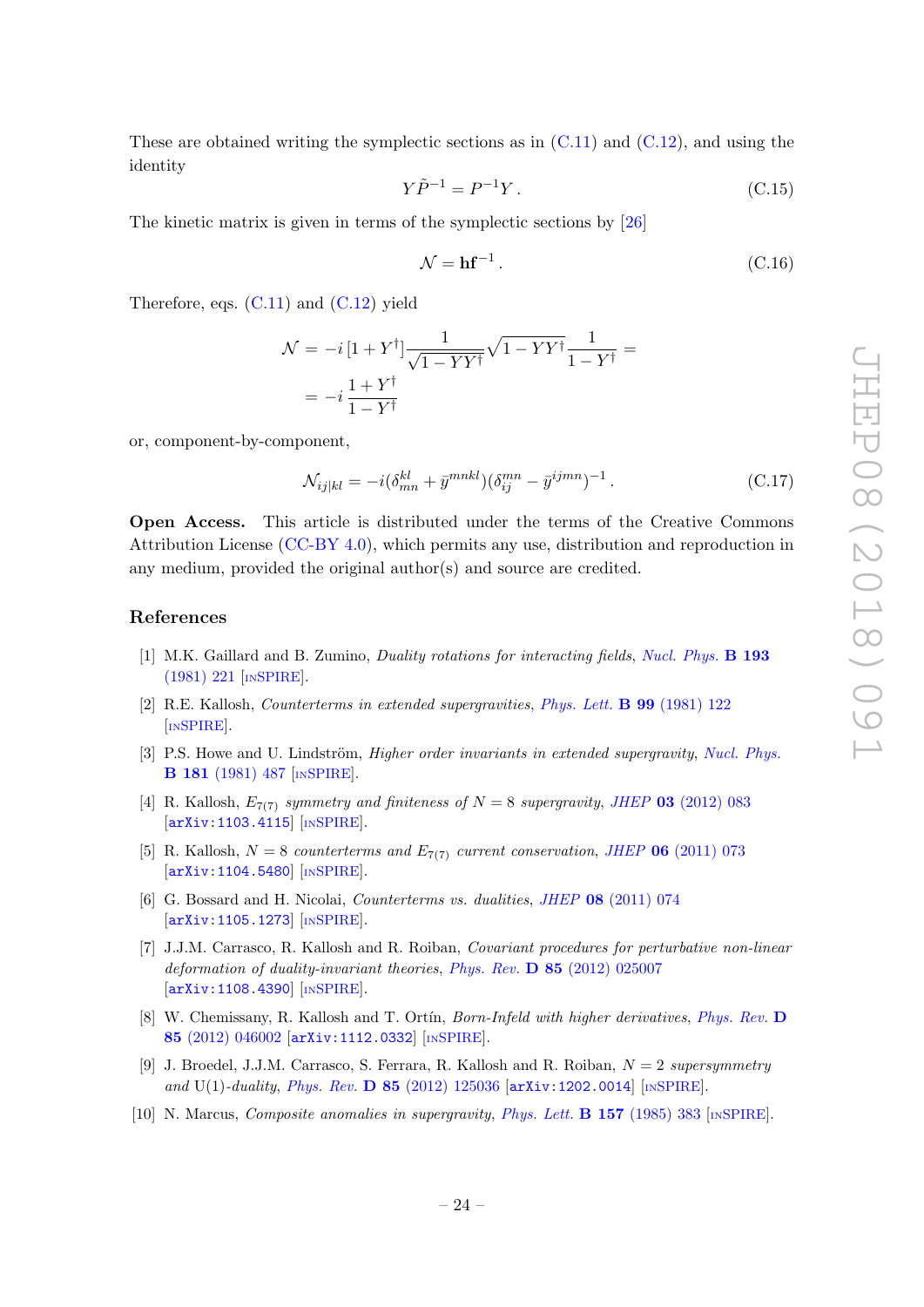These are obtained writing the symplectic sections as in (C.11) and (C.12), and using the identity

$$Y\tilde{P}^{-1} = P^{-1}Y\,. \tag{C.15}$$

The kinetic matrix is given in terms of the symplectic sections by [26]

$$\mathcal{N} = \mathbf{h}\mathbf{f}^{-1}\,. \tag{C.16}$$

Therefore, eqs. (C.11) and (C.12) yield

$$\begin{aligned}
\mathcal{N} &= -i\,[1+Y^\dagger]\frac{1}{\sqrt{1-YY^\dagger}}\sqrt{1-YY^\dagger}\frac{1}{1-Y^\dagger} = \\
&= -i\,\frac{1+Y^\dagger}{1-Y^\dagger}
\end{aligned}$$

or, component-by-component,

$$\mathcal{N}_{ij|kl} = -i(\delta^{kl}_{mn} + \bar{y}^{mnkl})(\delta^{mn}_{ij} - \bar{y}^{ijmn})^{-1}\,. \tag{C.17}$$

**Open Access.** This article is distributed under the terms of the Creative Commons Attribution License (CC-BY 4.0), which permits any use, distribution and reproduction in any medium, provided the original author(s) and source are credited.

## References

[1] M.K. Gaillard and B. Zumino, *Duality rotations for interacting fields*, Nucl. Phys. **B 193** (1981) 221 [INSPIRE].

[2] R.E. Kallosh, *Counterterms in extended supergravities*, Phys. Lett. **B 99** (1981) 122 [INSPIRE].

[3] P.S. Howe and U. Lindström, *Higher order invariants in extended supergravity*, Nucl. Phys. **B 181** (1981) 487 [INSPIRE].

[4] R. Kallosh, *$E_{7(7)}$ symmetry and finiteness of $N = 8$ supergravity*, JHEP **03** (2012) 083 [arXiv:1103.4115] [INSPIRE].

[5] R. Kallosh, *$N = 8$ counterterms and $E_{7(7)}$ current conservation*, JHEP **06** (2011) 073 [arXiv:1104.5480] [INSPIRE].

[6] G. Bossard and H. Nicolai, *Counterterms vs. dualities*, JHEP **08** (2011) 074 [arXiv:1105.1273] [INSPIRE].

[7] J.J.M. Carrasco, R. Kallosh and R. Roiban, *Covariant procedures for perturbative non-linear deformation of duality-invariant theories*, Phys. Rev. **D 85** (2012) 025007 [arXiv:1108.4390] [INSPIRE].

[8] W. Chemissany, R. Kallosh and T. Ortín, *Born-Infeld with higher derivatives*, Phys. Rev. **D 85** (2012) 046002 [arXiv:1112.0332] [INSPIRE].

[9] J. Broedel, J.J.M. Carrasco, S. Ferrara, R. Kallosh and R. Roiban, *$N = 2$ supersymmetry and U(1)-duality*, Phys. Rev. **D 85** (2012) 125036 [arXiv:1202.0014] [INSPIRE].

[10] N. Marcus, *Composite anomalies in supergravity*, Phys. Lett. **B 157** (1985) 383 [INSPIRE].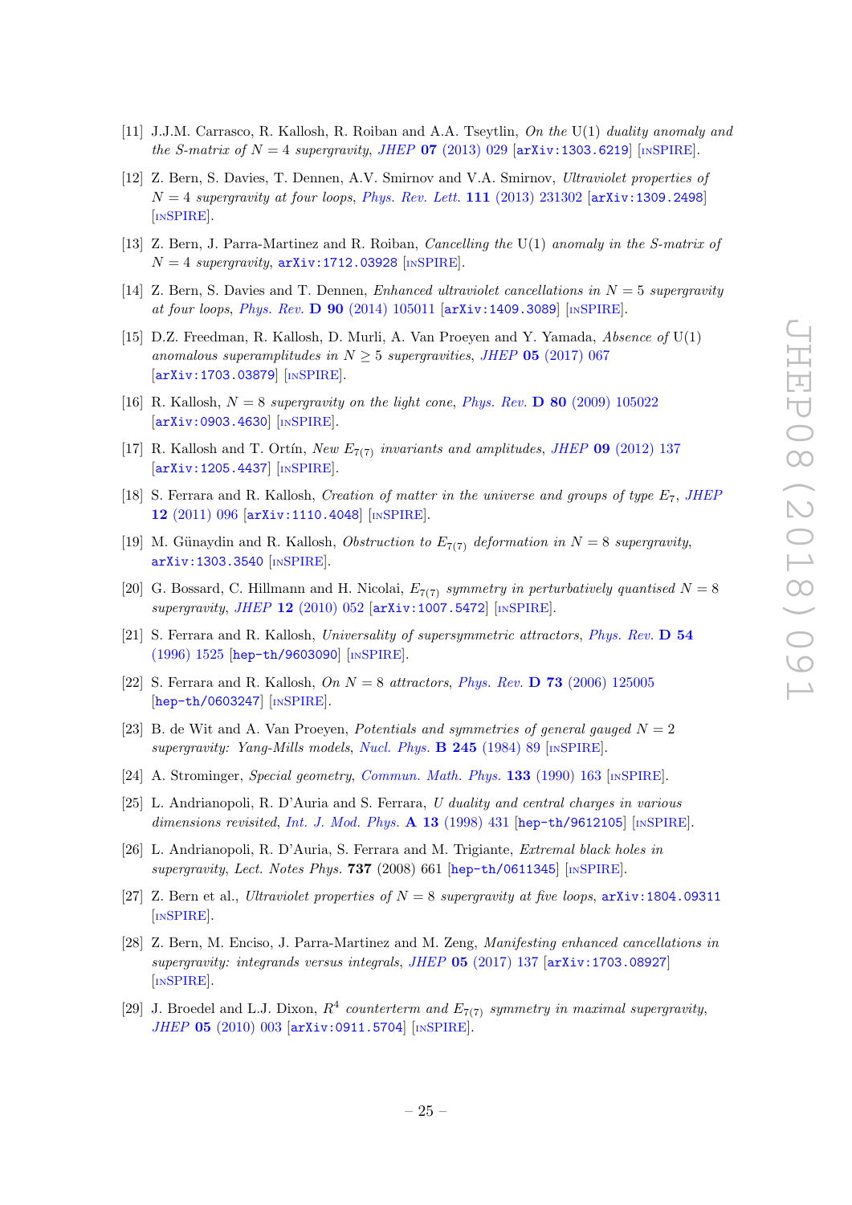[11] J.J.M. Carrasco, R. Kallosh, R. Roiban and A.A. Tseytlin, *On the* U(1) *duality anomaly and the S-matrix of* $N = 4$ *supergravity*, *JHEP* **07** (2013) 029 [arXiv:1303.6219] [INSPIRE].

[12] Z. Bern, S. Davies, T. Dennen, A.V. Smirnov and V.A. Smirnov, *Ultraviolet properties of* $N = 4$ *supergravity at four loops*, *Phys. Rev. Lett.* **111** (2013) 231302 [arXiv:1309.2498] [INSPIRE].

[13] Z. Bern, J. Parra-Martinez and R. Roiban, *Cancelling the* U(1) *anomaly in the S-matrix of* $N = 4$ *supergravity*, arXiv:1712.03928 [INSPIRE].

[14] Z. Bern, S. Davies and T. Dennen, *Enhanced ultraviolet cancellations in* $N = 5$ *supergravity at four loops*, *Phys. Rev.* **D 90** (2014) 105011 [arXiv:1409.3089] [INSPIRE].

[15] D.Z. Freedman, R. Kallosh, D. Murli, A. Van Proeyen and Y. Yamada, *Absence of* U(1) *anomalous superamplitudes in* $N \geq 5$ *supergravities*, *JHEP* **05** (2017) 067 [arXiv:1703.03879] [INSPIRE].

[16] R. Kallosh, $N = 8$ *supergravity on the light cone*, *Phys. Rev.* **D 80** (2009) 105022 [arXiv:0903.4630] [INSPIRE].

[17] R. Kallosh and T. Ortín, *New* $E_{7(7)}$ *invariants and amplitudes*, *JHEP* **09** (2012) 137 [arXiv:1205.4437] [INSPIRE].

[18] S. Ferrara and R. Kallosh, *Creation of matter in the universe and groups of type* $E_7$, *JHEP* **12** (2011) 096 [arXiv:1110.4048] [INSPIRE].

[19] M. Günaydin and R. Kallosh, *Obstruction to* $E_{7(7)}$ *deformation in* $N = 8$ *supergravity*, arXiv:1303.3540 [INSPIRE].

[20] G. Bossard, C. Hillmann and H. Nicolai, $E_{7(7)}$ *symmetry in perturbatively quantised* $N = 8$ *supergravity*, *JHEP* **12** (2010) 052 [arXiv:1007.5472] [INSPIRE].

[21] S. Ferrara and R. Kallosh, *Universality of supersymmetric attractors*, *Phys. Rev.* **D 54** (1996) 1525 [hep-th/9603090] [INSPIRE].

[22] S. Ferrara and R. Kallosh, *On* $N = 8$ *attractors*, *Phys. Rev.* **D 73** (2006) 125005 [hep-th/0603247] [INSPIRE].

[23] B. de Wit and A. Van Proeyen, *Potentials and symmetries of general gauged* $N = 2$ *supergravity: Yang-Mills models*, *Nucl. Phys.* **B 245** (1984) 89 [INSPIRE].

[24] A. Strominger, *Special geometry*, *Commun. Math. Phys.* **133** (1990) 163 [INSPIRE].

[25] L. Andrianopoli, R. D'Auria and S. Ferrara, *U duality and central charges in various dimensions revisited*, *Int. J. Mod. Phys.* **A 13** (1998) 431 [hep-th/9612105] [INSPIRE].

[26] L. Andrianopoli, R. D'Auria, S. Ferrara and M. Trigiante, *Extremal black holes in supergravity*, *Lect. Notes Phys.* **737** (2008) 661 [hep-th/0611345] [INSPIRE].

[27] Z. Bern et al., *Ultraviolet properties of* $N = 8$ *supergravity at five loops*, arXiv:1804.09311 [INSPIRE].

[28] Z. Bern, M. Enciso, J. Parra-Martinez and M. Zeng, *Manifesting enhanced cancellations in supergravity: integrands versus integrals*, *JHEP* **05** (2017) 137 [arXiv:1703.08927] [INSPIRE].

[29] J. Broedel and L.J. Dixon, $R^4$ *counterterm and* $E_{7(7)}$ *symmetry in maximal supergravity*, *JHEP* **05** (2010) 003 [arXiv:0911.5704] [INSPIRE].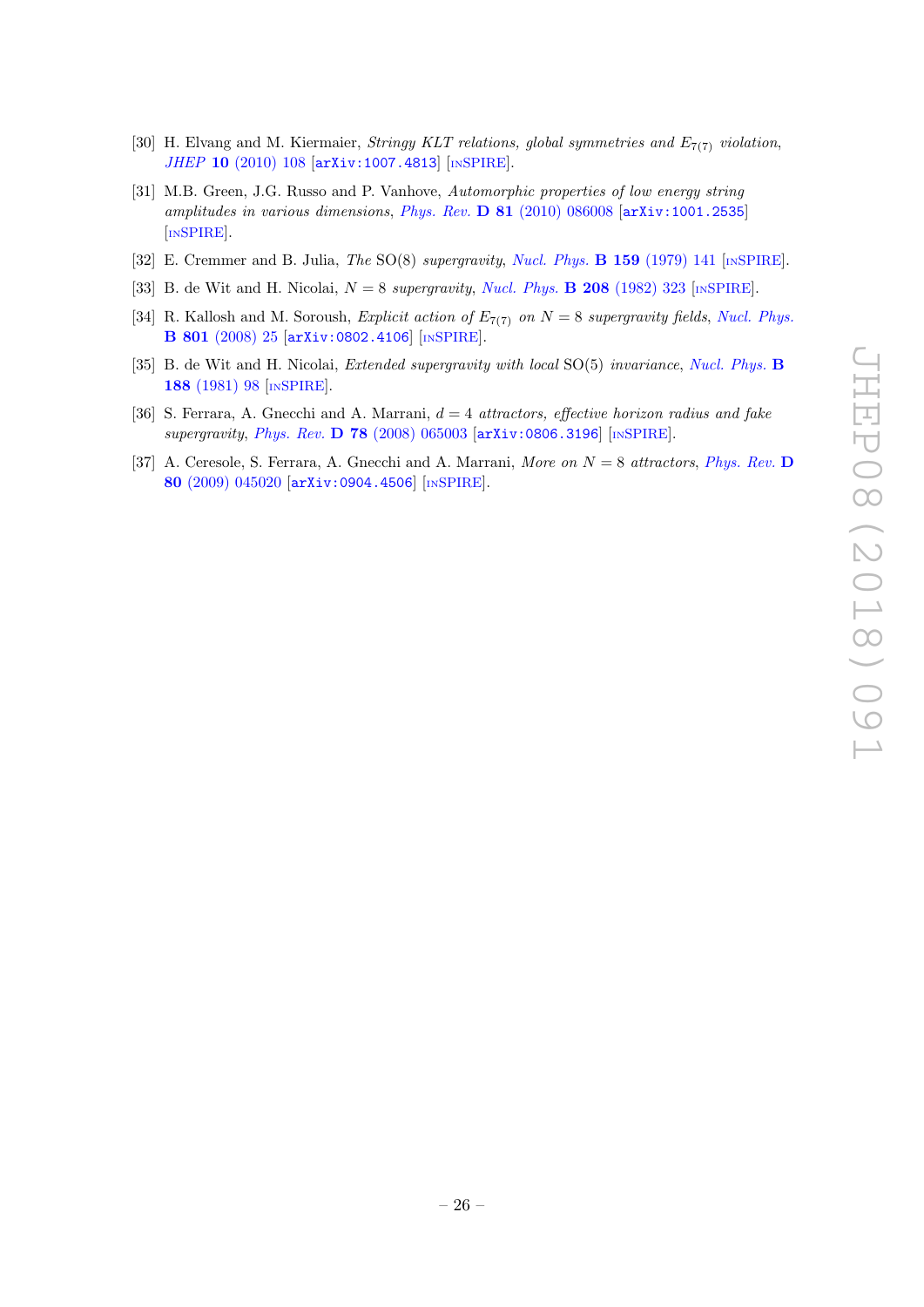- [30] H. Elvang and M. Kiermaier, *Stringy KLT relations, global symmetries and $E_{7(7)}$ violation*, *JHEP* **10** (2010) 108 [arXiv:1007.4813] [INSPIRE].
- [31] M.B. Green, J.G. Russo and P. Vanhove, *Automorphic properties of low energy string amplitudes in various dimensions*, *Phys. Rev.* **D 81** (2010) 086008 [arXiv:1001.2535] [INSPIRE].
- [32] E. Cremmer and B. Julia, *The* SO(8) *supergravity*, *Nucl. Phys.* **B 159** (1979) 141 [INSPIRE].
- [33] B. de Wit and H. Nicolai, *$N = 8$ supergravity*, *Nucl. Phys.* **B 208** (1982) 323 [INSPIRE].
- [34] R. Kallosh and M. Soroush, *Explicit action of $E_{7(7)}$ on $N = 8$ supergravity fields*, *Nucl. Phys.* **B 801** (2008) 25 [arXiv:0802.4106] [INSPIRE].
- [35] B. de Wit and H. Nicolai, *Extended supergravity with local* SO(5) *invariance*, *Nucl. Phys.* **B 188** (1981) 98 [INSPIRE].
- [36] S. Ferrara, A. Gnecchi and A. Marrani, *$d = 4$ attractors, effective horizon radius and fake supergravity*, *Phys. Rev.* **D 78** (2008) 065003 [arXiv:0806.3196] [INSPIRE].
- [37] A. Ceresole, S. Ferrara, A. Gnecchi and A. Marrani, *More on $N = 8$ attractors*, *Phys. Rev.* **D 80** (2009) 045020 [arXiv:0904.4506] [INSPIRE].